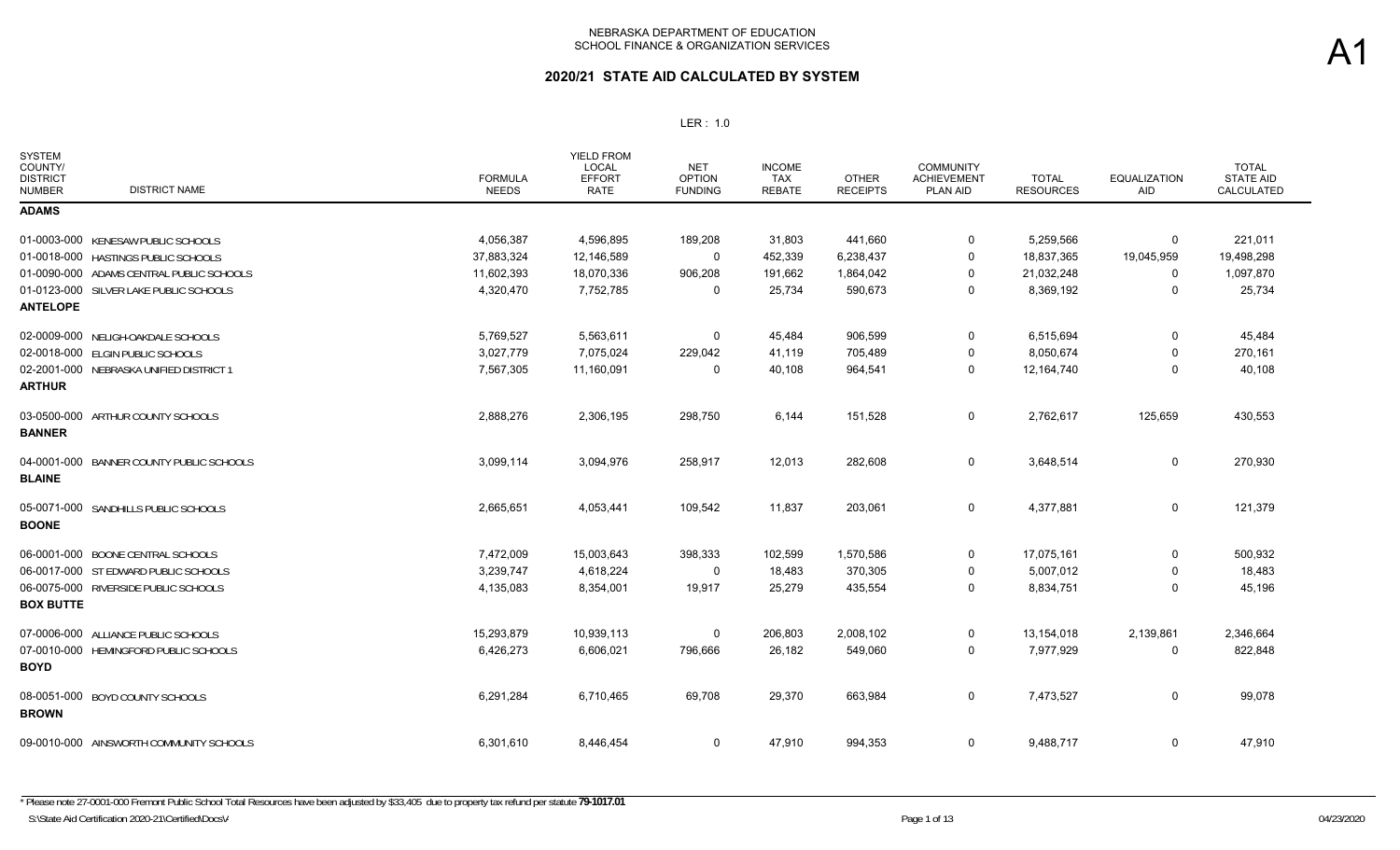NEBRASKA DEPARTMENT OF EDUCATION
SCHOOL FINANCE & ORGANIZATION SERVICES

A1

## 2020/21 STATE AID CALCULATED BY SYSTEM

LER : 1.0

| SYSTEM COUNTY/ DISTRICT NUMBER | DISTRICT NAME | FORMULA NEEDS | YIELD FROM LOCAL EFFORT RATE | NET OPTION FUNDING | INCOME TAX REBATE | OTHER RECEIPTS | COMMUNITY ACHIEVEMENT PLAN AID | TOTAL RESOURCES | EQUALIZATION AID | TOTAL STATE AID CALCULATED |
|---|---|---|---|---|---|---|---|---|---|---|
| **ADAMS** | | | | | | | | | | |
| 01-0003-000 | KENESAW PUBLIC SCHOOLS | 4,056,387 | 4,596,895 | 189,208 | 31,803 | 441,660 | 0 | 5,259,566 | 0 | 221,011 |
| 01-0018-000 | HASTINGS PUBLIC SCHOOLS | 37,883,324 | 12,146,589 | 0 | 452,339 | 6,238,437 | 0 | 18,837,365 | 19,045,959 | 19,498,298 |
| 01-0090-000 | ADAMS CENTRAL PUBLIC SCHOOLS | 11,602,393 | 18,070,336 | 906,208 | 191,662 | 1,864,042 | 0 | 21,032,248 | 0 | 1,097,870 |
| 01-0123-000 | SILVER LAKE PUBLIC SCHOOLS | 4,320,470 | 7,752,785 | 0 | 25,734 | 590,673 | 0 | 8,369,192 | 0 | 25,734 |
| **ANTELOPE** | | | | | | | | | | |
| 02-0009-000 | NELIGH-OAKDALE SCHOOLS | 5,769,527 | 5,563,611 | 0 | 45,484 | 906,599 | 0 | 6,515,694 | 0 | 45,484 |
| 02-0018-000 | ELGIN PUBLIC SCHOOLS | 3,027,779 | 7,075,024 | 229,042 | 41,119 | 705,489 | 0 | 8,050,674 | 0 | 270,161 |
| 02-2001-000 | NEBRASKA UNIFIED DISTRICT 1 | 7,567,305 | 11,160,091 | 0 | 40,108 | 964,541 | 0 | 12,164,740 | 0 | 40,108 |
| **ARTHUR** | | | | | | | | | | |
| 03-0500-000 | ARTHUR COUNTY SCHOOLS | 2,888,276 | 2,306,195 | 298,750 | 6,144 | 151,528 | 0 | 2,762,617 | 125,659 | 430,553 |
| **BANNER** | | | | | | | | | | |
| 04-0001-000 | BANNER COUNTY PUBLIC SCHOOLS | 3,099,114 | 3,094,976 | 258,917 | 12,013 | 282,608 | 0 | 3,648,514 | 0 | 270,930 |
| **BLAINE** | | | | | | | | | | |
| 05-0071-000 | SANDHILLS PUBLIC SCHOOLS | 2,665,651 | 4,053,441 | 109,542 | 11,837 | 203,061 | 0 | 4,377,881 | 0 | 121,379 |
| **BOONE** | | | | | | | | | | |
| 06-0001-000 | BOONE CENTRAL SCHOOLS | 7,472,009 | 15,003,643 | 398,333 | 102,599 | 1,570,586 | 0 | 17,075,161 | 0 | 500,932 |
| 06-0017-000 | ST EDWARD PUBLIC SCHOOLS | 3,239,747 | 4,618,224 | 0 | 18,483 | 370,305 | 0 | 5,007,012 | 0 | 18,483 |
| 06-0075-000 | RIVERSIDE PUBLIC SCHOOLS | 4,135,083 | 8,354,001 | 19,917 | 25,279 | 435,554 | 0 | 8,834,751 | 0 | 45,196 |
| **BOX BUTTE** | | | | | | | | | | |
| 07-0006-000 | ALLIANCE PUBLIC SCHOOLS | 15,293,879 | 10,939,113 | 0 | 206,803 | 2,008,102 | 0 | 13,154,018 | 2,139,861 | 2,346,664 |
| 07-0010-000 | HEMINGFORD PUBLIC SCHOOLS | 6,426,273 | 6,606,021 | 796,666 | 26,182 | 549,060 | 0 | 7,977,929 | 0 | 822,848 |
| **BOYD** | | | | | | | | | | |
| 08-0051-000 | BOYD COUNTY SCHOOLS | 6,291,284 | 6,710,465 | 69,708 | 29,370 | 663,984 | 0 | 7,473,527 | 0 | 99,078 |
| **BROWN** | | | | | | | | | | |
| 09-0010-000 | AINSWORTH COMMUNITY SCHOOLS | 6,301,610 | 8,446,454 | 0 | 47,910 | 994,353 | 0 | 9,488,717 | 0 | 47,910 |

\* Please note 27-0001-000 Fremont Public School Total Resources have been adjusted by $33,405 due to property tax refund per statute **79-1017.01**

S:\State Aid Certification 2020-21\Certified\Docs\ 04/23/2020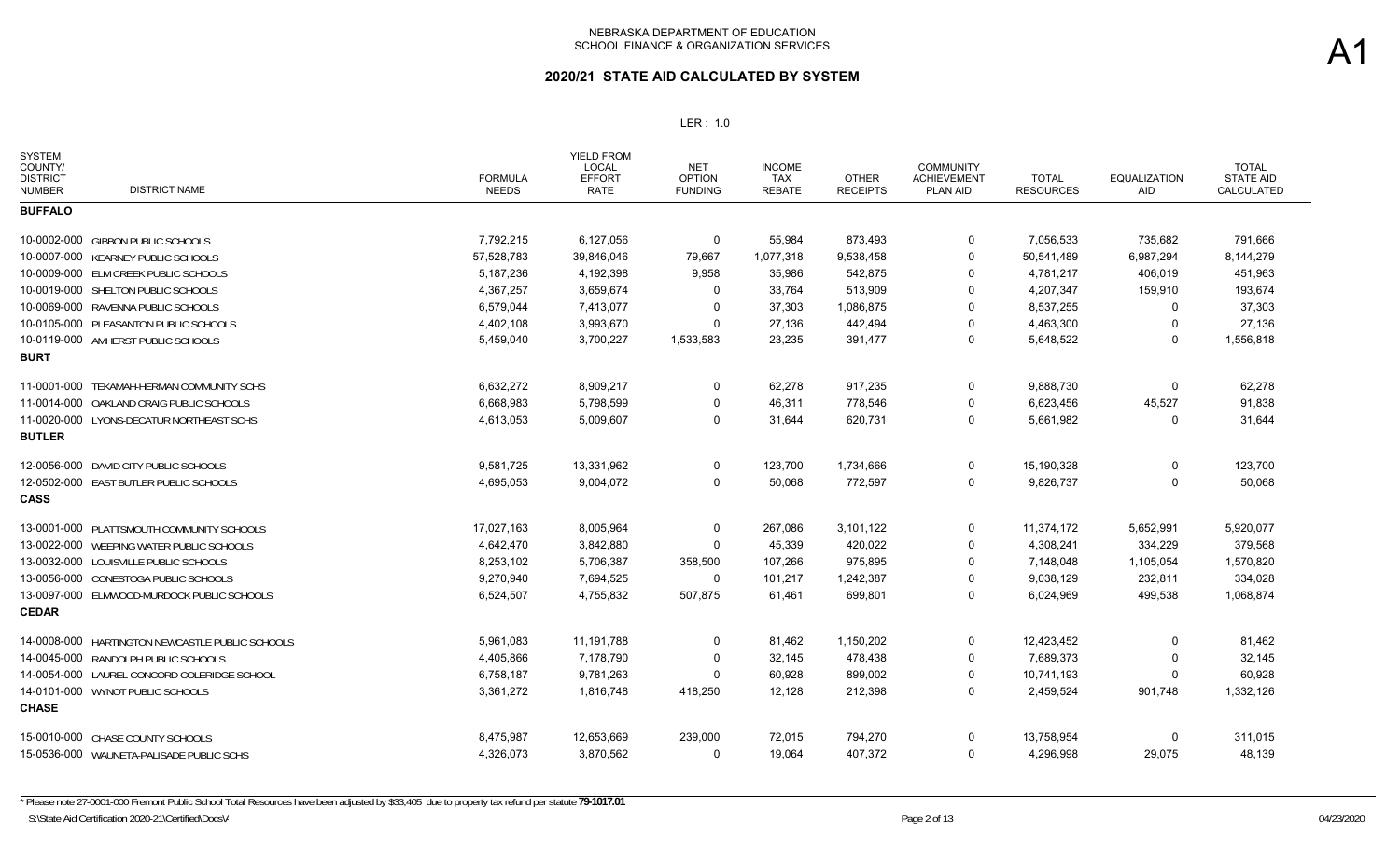NEBRASKA DEPARTMENT OF EDUCATION
SCHOOL FINANCE & ORGANIZATION SERVICES

A1

## 2020/21 STATE AID CALCULATED BY SYSTEM

LER : 1.0

| SYSTEM COUNTY/ DISTRICT NUMBER | DISTRICT NAME | FORMULA NEEDS | YIELD FROM LOCAL EFFORT RATE | NET OPTION FUNDING | INCOME TAX REBATE | OTHER RECEIPTS | COMMUNITY ACHIEVEMENT PLAN AID | TOTAL RESOURCES | EQUALIZATION AID | TOTAL STATE AID CALCULATED |
|---|---|---|---|---|---|---|---|---|---|---|
| **BUFFALO** | | | | | | | | | | |
| 10-0002-000 | GIBBON PUBLIC SCHOOLS | 7,792,215 | 6,127,056 | 0 | 55,984 | 873,493 | 0 | 7,056,533 | 735,682 | 791,666 |
| 10-0007-000 | KEARNEY PUBLIC SCHOOLS | 57,528,783 | 39,846,046 | 79,667 | 1,077,318 | 9,538,458 | 0 | 50,541,489 | 6,987,294 | 8,144,279 |
| 10-0009-000 | ELM CREEK PUBLIC SCHOOLS | 5,187,236 | 4,192,398 | 9,958 | 35,986 | 542,875 | 0 | 4,781,217 | 406,019 | 451,963 |
| 10-0019-000 | SHELTON PUBLIC SCHOOLS | 4,367,257 | 3,659,674 | 0 | 33,764 | 513,909 | 0 | 4,207,347 | 159,910 | 193,674 |
| 10-0069-000 | RAVENNA PUBLIC SCHOOLS | 6,579,044 | 7,413,077 | 0 | 37,303 | 1,086,875 | 0 | 8,537,255 | 0 | 37,303 |
| 10-0105-000 | PLEASANTON PUBLIC SCHOOLS | 4,402,108 | 3,993,670 | 0 | 27,136 | 442,494 | 0 | 4,463,300 | 0 | 27,136 |
| 10-0119-000 | AMHERST PUBLIC SCHOOLS | 5,459,040 | 3,700,227 | 1,533,583 | 23,235 | 391,477 | 0 | 5,648,522 | 0 | 1,556,818 |
| **BURT** | | | | | | | | | | |
| 11-0001-000 | TEKAMAH-HERMAN COMMUNITY SCHS | 6,632,272 | 8,909,217 | 0 | 62,278 | 917,235 | 0 | 9,888,730 | 0 | 62,278 |
| 11-0014-000 | OAKLAND CRAIG PUBLIC SCHOOLS | 6,668,983 | 5,798,599 | 0 | 46,311 | 778,546 | 0 | 6,623,456 | 45,527 | 91,838 |
| 11-0020-000 | LYONS-DECATUR NORTHEAST SCHS | 4,613,053 | 5,009,607 | 0 | 31,644 | 620,731 | 0 | 5,661,982 | 0 | 31,644 |
| **BUTLER** | | | | | | | | | | |
| 12-0056-000 | DAVID CITY PUBLIC SCHOOLS | 9,581,725 | 13,331,962 | 0 | 123,700 | 1,734,666 | 0 | 15,190,328 | 0 | 123,700 |
| 12-0502-000 | EAST BUTLER PUBLIC SCHOOLS | 4,695,053 | 9,004,072 | 0 | 50,068 | 772,597 | 0 | 9,826,737 | 0 | 50,068 |
| **CASS** | | | | | | | | | | |
| 13-0001-000 | PLATTSMOUTH COMMUNITY SCHOOLS | 17,027,163 | 8,005,964 | 0 | 267,086 | 3,101,122 | 0 | 11,374,172 | 5,652,991 | 5,920,077 |
| 13-0022-000 | WEEPING WATER PUBLIC SCHOOLS | 4,642,470 | 3,842,880 | 0 | 45,339 | 420,022 | 0 | 4,308,241 | 334,229 | 379,568 |
| 13-0032-000 | LOUISVILLE PUBLIC SCHOOLS | 8,253,102 | 5,706,387 | 358,500 | 107,266 | 975,895 | 0 | 7,148,048 | 1,105,054 | 1,570,820 |
| 13-0056-000 | CONESTOGA PUBLIC SCHOOLS | 9,270,940 | 7,694,525 | 0 | 101,217 | 1,242,387 | 0 | 9,038,129 | 232,811 | 334,028 |
| 13-0097-000 | ELMWOOD-MURDOCK PUBLIC SCHOOLS | 6,524,507 | 4,755,832 | 507,875 | 61,461 | 699,801 | 0 | 6,024,969 | 499,538 | 1,068,874 |
| **CEDAR** | | | | | | | | | | |
| 14-0008-000 | HARTINGTON NEWCASTLE PUBLIC SCHOOLS | 5,961,083 | 11,191,788 | 0 | 81,462 | 1,150,202 | 0 | 12,423,452 | 0 | 81,462 |
| 14-0045-000 | RANDOLPH PUBLIC SCHOOLS | 4,405,866 | 7,178,790 | 0 | 32,145 | 478,438 | 0 | 7,689,373 | 0 | 32,145 |
| 14-0054-000 | LAUREL-CONCORD-COLERIDGE SCHOOL | 6,758,187 | 9,781,263 | 0 | 60,928 | 899,002 | 0 | 10,741,193 | 0 | 60,928 |
| 14-0101-000 | WYNOT PUBLIC SCHOOLS | 3,361,272 | 1,816,748 | 418,250 | 12,128 | 212,398 | 0 | 2,459,524 | 901,748 | 1,332,126 |
| **CHASE** | | | | | | | | | | |
| 15-0010-000 | CHASE COUNTY SCHOOLS | 8,475,987 | 12,653,669 | 239,000 | 72,015 | 794,270 | 0 | 13,758,954 | 0 | 311,015 |
| 15-0536-000 | WAUNETA-PALISADE PUBLIC SCHS | 4,326,073 | 3,870,562 | 0 | 19,064 | 407,372 | 0 | 4,296,998 | 29,075 | 48,139 |

\* Please note 27-0001-000 Fremont Public School Total Resources have been adjusted by $33,405 due to property tax refund per statute **79-1017.01**

S:\State Aid Certification 2020-21\Certified\Docs\

04/23/2020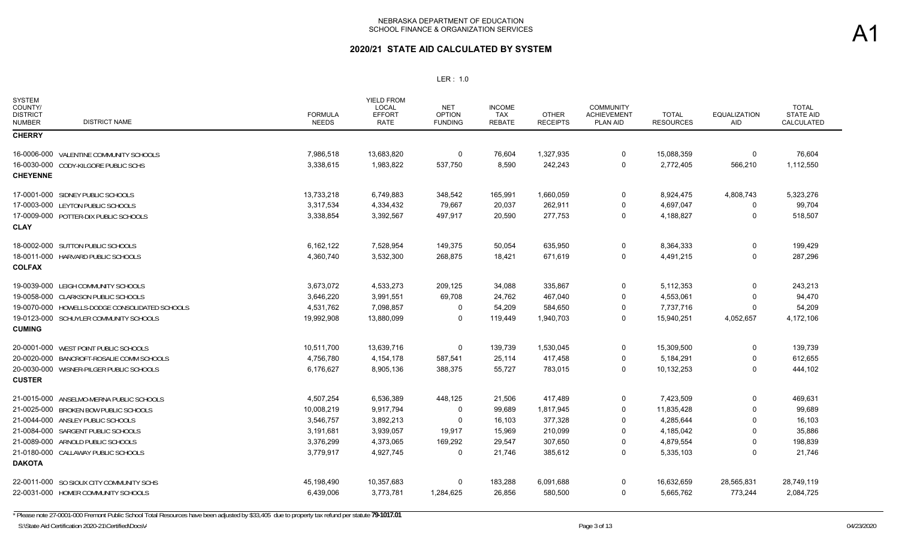# 2020/21 STATE AID CALCULATED BY SYSTEM

LER : 1.0

| SYSTEM COUNTY/ DISTRICT NUMBER | DISTRICT NAME | FORMULA NEEDS | YIELD FROM LOCAL EFFORT RATE | NET OPTION FUNDING | INCOME TAX REBATE | OTHER RECEIPTS | COMMUNITY ACHIEVEMENT PLAN AID | TOTAL RESOURCES | EQUALIZATION AID | TOTAL STATE AID CALCULATED |
|---|---|---|---|---|---|---|---|---|---|---|
| **CHERRY** | | | | | | | | | | |
| 16-0006-000 | VALENTINE COMMUNITY SCHOOLS | 7,986,518 | 13,683,820 | 0 | 76,604 | 1,327,935 | 0 | 15,088,359 | 0 | 76,604 |
| 16-0030-000 | CODY-KILGORE PUBLIC SCHS | 3,338,615 | 1,983,822 | 537,750 | 8,590 | 242,243 | 0 | 2,772,405 | 566,210 | 1,112,550 |
| **CHEYENNE** | | | | | | | | | | |
| 17-0001-000 | SIDNEY PUBLIC SCHOOLS | 13,733,218 | 6,749,883 | 348,542 | 165,991 | 1,660,059 | 0 | 8,924,475 | 4,808,743 | 5,323,276 |
| 17-0003-000 | LEYTON PUBLIC SCHOOLS | 3,317,534 | 4,334,432 | 79,667 | 20,037 | 262,911 | 0 | 4,697,047 | 0 | 99,704 |
| 17-0009-000 | POTTER-DIX PUBLIC SCHOOLS | 3,338,854 | 3,392,567 | 497,917 | 20,590 | 277,753 | 0 | 4,188,827 | 0 | 518,507 |
| **CLAY** | | | | | | | | | | |
| 18-0002-000 | SUTTON PUBLIC SCHOOLS | 6,162,122 | 7,528,954 | 149,375 | 50,054 | 635,950 | 0 | 8,364,333 | 0 | 199,429 |
| 18-0011-000 | HARVARD PUBLIC SCHOOLS | 4,360,740 | 3,532,300 | 268,875 | 18,421 | 671,619 | 0 | 4,491,215 | 0 | 287,296 |
| **COLFAX** | | | | | | | | | | |
| 19-0039-000 | LEIGH COMMUNITY SCHOOLS | 3,673,072 | 4,533,273 | 209,125 | 34,088 | 335,867 | 0 | 5,112,353 | 0 | 243,213 |
| 19-0058-000 | CLARKSON PUBLIC SCHOOLS | 3,646,220 | 3,991,551 | 69,708 | 24,762 | 467,040 | 0 | 4,553,061 | 0 | 94,470 |
| 19-0070-000 | HOWELLS-DODGE CONSOLIDATED SCHOOLS | 4,531,762 | 7,098,857 | 0 | 54,209 | 584,650 | 0 | 7,737,716 | 0 | 54,209 |
| 19-0123-000 | SCHUYLER COMMUNITY SCHOOLS | 19,992,908 | 13,880,099 | 0 | 119,449 | 1,940,703 | 0 | 15,940,251 | 4,052,657 | 4,172,106 |
| **CUMING** | | | | | | | | | | |
| 20-0001-000 | WEST POINT PUBLIC SCHOOLS | 10,511,700 | 13,639,716 | 0 | 139,739 | 1,530,045 | 0 | 15,309,500 | 0 | 139,739 |
| 20-0020-000 | BANCROFT-ROSALIE COMM SCHOOLS | 4,756,780 | 4,154,178 | 587,541 | 25,114 | 417,458 | 0 | 5,184,291 | 0 | 612,655 |
| 20-0030-000 | WISNER-PILGER PUBLIC SCHOOLS | 6,176,627 | 8,905,136 | 388,375 | 55,727 | 783,015 | 0 | 10,132,253 | 0 | 444,102 |
| **CUSTER** | | | | | | | | | | |
| 21-0015-000 | ANSELMO-MERNA PUBLIC SCHOOLS | 4,507,254 | 6,536,389 | 448,125 | 21,506 | 417,489 | 0 | 7,423,509 | 0 | 469,631 |
| 21-0025-000 | BROKEN BOW PUBLIC SCHOOLS | 10,008,219 | 9,917,794 | 0 | 99,689 | 1,817,945 | 0 | 11,835,428 | 0 | 99,689 |
| 21-0044-000 | ANSLEY PUBLIC SCHOOLS | 3,546,757 | 3,892,213 | 0 | 16,103 | 377,328 | 0 | 4,285,644 | 0 | 16,103 |
| 21-0084-000 | SARGENT PUBLIC SCHOOLS | 3,191,681 | 3,939,057 | 19,917 | 15,969 | 210,099 | 0 | 4,185,042 | 0 | 35,886 |
| 21-0089-000 | ARNOLD PUBLIC SCHOOLS | 3,376,299 | 4,373,065 | 169,292 | 29,547 | 307,650 | 0 | 4,879,554 | 0 | 198,839 |
| 21-0180-000 | CALLAWAY PUBLIC SCHOOLS | 3,779,917 | 4,927,745 | 0 | 21,746 | 385,612 | 0 | 5,335,103 | 0 | 21,746 |
| **DAKOTA** | | | | | | | | | | |
| 22-0011-000 | SO SIOUX CITY COMMUNITY SCHS | 45,198,490 | 10,357,683 | 0 | 183,288 | 6,091,688 | 0 | 16,632,659 | 28,565,831 | 28,749,119 |
| 22-0031-000 | HOMER COMMUNITY SCHOOLS | 6,439,006 | 3,773,781 | 1,284,625 | 26,856 | 580,500 | 0 | 5,665,762 | 773,244 | 2,084,725 |

* Please note 27-0001-000 Fremont Public School Total Resources have been adjusted by $33,405 due to property tax refund per statute **79-1017.01**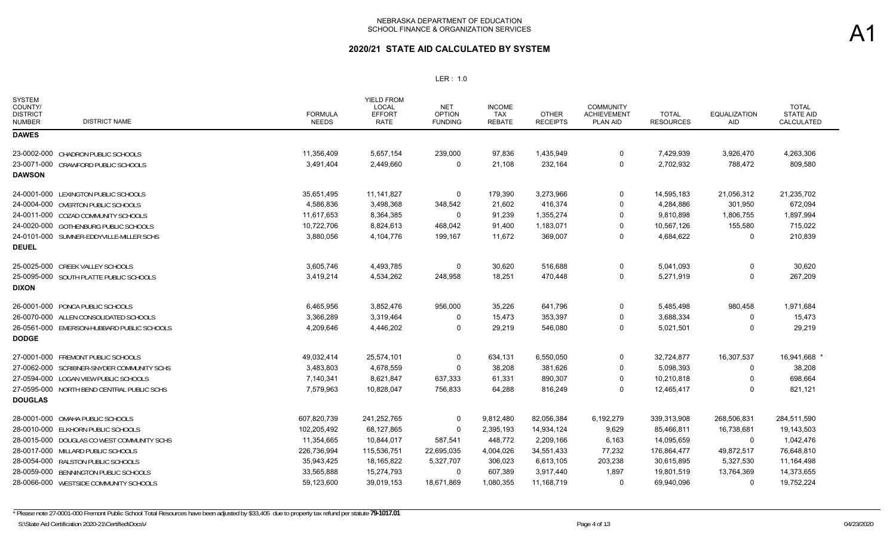NEBRASKA DEPARTMENT OF EDUCATION
SCHOOL FINANCE & ORGANIZATION SERVICES

A1

## 2020/21 STATE AID CALCULATED BY SYSTEM

LER : 1.0

| SYSTEM COUNTY/ DISTRICT NUMBER | DISTRICT NAME | FORMULA NEEDS | YIELD FROM LOCAL EFFORT RATE | NET OPTION FUNDING | INCOME TAX REBATE | OTHER RECEIPTS | COMMUNITY ACHIEVEMENT PLAN AID | TOTAL RESOURCES | EQUALIZATION AID | TOTAL STATE AID CALCULATED |
|---|---|---|---|---|---|---|---|---|---|---|
| **DAWES** | | | | | | | | | | |
| 23-0002-000 | CHADRON PUBLIC SCHOOLS | 11,356,409 | 5,657,154 | 239,000 | 97,836 | 1,435,949 | 0 | 7,429,939 | 3,926,470 | 4,263,306 |
| 23-0071-000 | CRAWFORD PUBLIC SCHOOLS | 3,491,404 | 2,449,660 | 0 | 21,108 | 232,164 | 0 | 2,702,932 | 788,472 | 809,580 |
| **DAWSON** | | | | | | | | | | |
| 24-0001-000 | LEXINGTON PUBLIC SCHOOLS | 35,651,495 | 11,141,827 | 0 | 179,390 | 3,273,966 | 0 | 14,595,183 | 21,056,312 | 21,235,702 |
| 24-0004-000 | OVERTON PUBLIC SCHOOLS | 4,586,836 | 3,498,368 | 348,542 | 21,602 | 416,374 | 0 | 4,284,886 | 301,950 | 672,094 |
| 24-0011-000 | COZAD COMMUNITY SCHOOLS | 11,617,653 | 8,364,385 | 0 | 91,239 | 1,355,274 | 0 | 9,810,898 | 1,806,755 | 1,897,994 |
| 24-0020-000 | GOTHENBURG PUBLIC SCHOOLS | 10,722,706 | 8,824,613 | 468,042 | 91,400 | 1,183,071 | 0 | 10,567,126 | 155,580 | 715,022 |
| 24-0101-000 | SUMNER-EDDYVILLE-MILLER SCHS | 3,880,056 | 4,104,776 | 199,167 | 11,672 | 369,007 | 0 | 4,684,622 | 0 | 210,839 |
| **DEUEL** | | | | | | | | | | |
| 25-0025-000 | CREEK VALLEY SCHOOLS | 3,605,746 | 4,493,785 | 0 | 30,620 | 516,688 | 0 | 5,041,093 | 0 | 30,620 |
| 25-0095-000 | SOUTH PLATTE PUBLIC SCHOOLS | 3,419,214 | 4,534,262 | 248,958 | 18,251 | 470,448 | 0 | 5,271,919 | 0 | 267,209 |
| **DIXON** | | | | | | | | | | |
| 26-0001-000 | PONCA PUBLIC SCHOOLS | 6,465,956 | 3,852,476 | 956,000 | 35,226 | 641,796 | 0 | 5,485,498 | 980,458 | 1,971,684 |
| 26-0070-000 | ALLEN CONSOLIDATED SCHOOLS | 3,366,289 | 3,319,464 | 0 | 15,473 | 353,397 | 0 | 3,688,334 | 0 | 15,473 |
| 26-0561-000 | EMERSON-HUBBARD PUBLIC SCHOOLS | 4,209,646 | 4,446,202 | 0 | 29,219 | 546,080 | 0 | 5,021,501 | 0 | 29,219 |
| **DODGE** | | | | | | | | | | |
| 27-0001-000 | FREMONT PUBLIC SCHOOLS | 49,032,414 | 25,574,101 | 0 | 634,131 | 6,550,050 | 0 | 32,724,877 | 16,307,537 | 16,941,668 * |
| 27-0062-000 | SCRIBNER-SNYDER COMMUNITY SCHS | 3,483,803 | 4,678,559 | 0 | 38,208 | 381,626 | 0 | 5,098,393 | 0 | 38,208 |
| 27-0594-000 | LOGAN VIEW PUBLIC SCHOOLS | 7,140,341 | 8,621,847 | 637,333 | 61,331 | 890,307 | 0 | 10,210,818 | 0 | 698,664 |
| 27-0595-000 | NORTH BEND CENTRAL PUBLIC SCHS | 7,579,963 | 10,828,047 | 756,833 | 64,288 | 816,249 | 0 | 12,465,417 | 0 | 821,121 |
| **DOUGLAS** | | | | | | | | | | |
| 28-0001-000 | OMAHA PUBLIC SCHOOLS | 607,820,739 | 241,252,765 | 0 | 9,812,480 | 82,056,384 | 6,192,279 | 339,313,908 | 268,506,831 | 284,511,590 |
| 28-0010-000 | ELKHORN PUBLIC SCHOOLS | 102,205,492 | 68,127,865 | 0 | 2,395,193 | 14,934,124 | 9,629 | 85,466,811 | 16,738,681 | 19,143,503 |
| 28-0015-000 | DOUGLAS CO WEST COMMUNITY SCHS | 11,354,665 | 10,844,017 | 587,541 | 448,772 | 2,209,166 | 6,163 | 14,095,659 | 0 | 1,042,476 |
| 28-0017-000 | MILLARD PUBLIC SCHOOLS | 226,736,994 | 115,536,751 | 22,695,035 | 4,004,026 | 34,551,433 | 77,232 | 176,864,477 | 49,872,517 | 76,648,810 |
| 28-0054-000 | RALSTON PUBLIC SCHOOLS | 35,943,425 | 18,165,822 | 5,327,707 | 306,023 | 6,613,105 | 203,238 | 30,615,895 | 5,327,530 | 11,164,498 |
| 28-0059-000 | BENNINGTON PUBLIC SCHOOLS | 33,565,888 | 15,274,793 | 0 | 607,389 | 3,917,440 | 1,897 | 19,801,519 | 13,764,369 | 14,373,655 |
| 28-0066-000 | WESTSIDE COMMUNITY SCHOOLS | 59,123,600 | 39,019,153 | 18,671,869 | 1,080,355 | 11,168,719 | 0 | 69,940,096 | 0 | 19,752,224 |

* Please note 27-0001-000 Fremont Public School Total Resources have been adjusted by $33,405 due to property tax refund per statute **79-1017.01**

S:\State Aid Certification 2020-21\Certified\Docs\

04/23/2020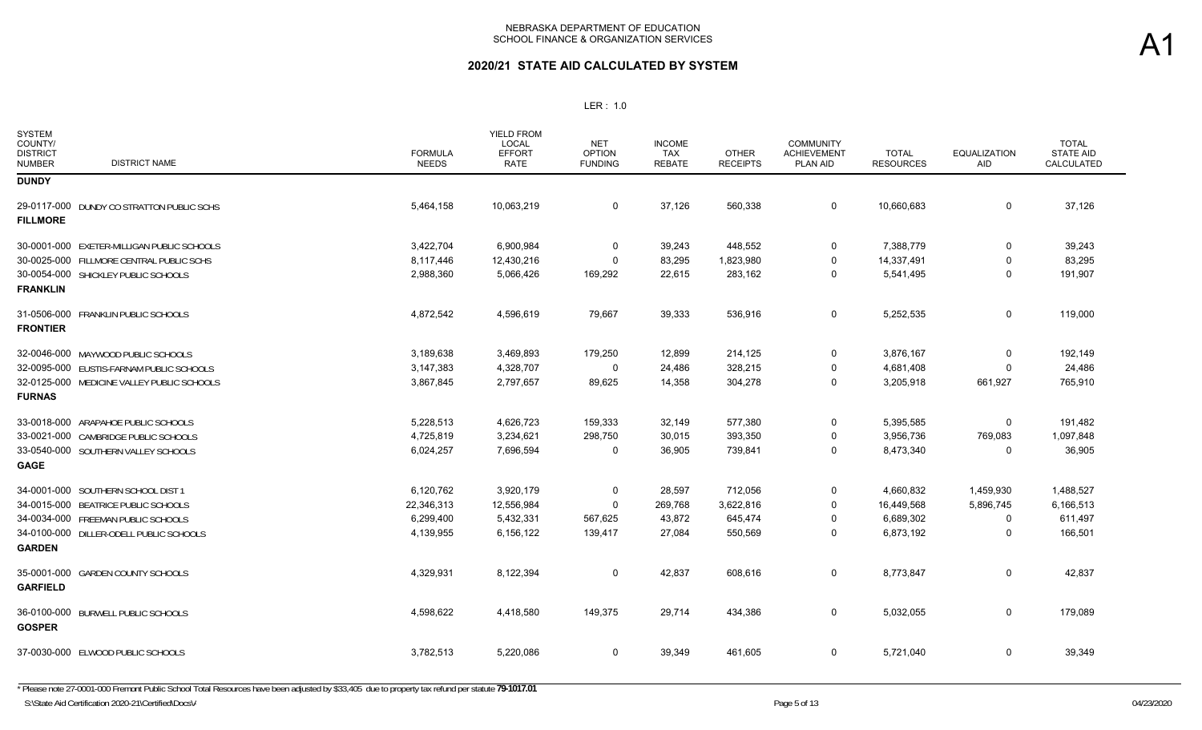NEBRASKA DEPARTMENT OF EDUCATION
SCHOOL FINANCE & ORGANIZATION SERVICES

A1

# 2020/21 STATE AID CALCULATED BY SYSTEM

LER : 1.0

| SYSTEM COUNTY/ DISTRICT NUMBER | DISTRICT NAME | FORMULA NEEDS | YIELD FROM LOCAL EFFORT RATE | NET OPTION FUNDING | INCOME TAX REBATE | OTHER RECEIPTS | COMMUNITY ACHIEVEMENT PLAN AID | TOTAL RESOURCES | EQUALIZATION AID | TOTAL STATE AID CALCULATED |
|---|---|---|---|---|---|---|---|---|---|---|
| **DUNDY** | | | | | | | | | | |
| 29-0117-000 | DUNDY CO STRATTON PUBLIC SCHS | 5,464,158 | 10,063,219 | 0 | 37,126 | 560,338 | 0 | 10,660,683 | 0 | 37,126 |
| **FILLMORE** | | | | | | | | | | |
| 30-0001-000 | EXETER-MILLIGAN PUBLIC SCHOOLS | 3,422,704 | 6,900,984 | 0 | 39,243 | 448,552 | 0 | 7,388,779 | 0 | 39,243 |
| 30-0025-000 | FILLMORE CENTRAL PUBLIC SCHS | 8,117,446 | 12,430,216 | 0 | 83,295 | 1,823,980 | 0 | 14,337,491 | 0 | 83,295 |
| 30-0054-000 | SHICKLEY PUBLIC SCHOOLS | 2,988,360 | 5,066,426 | 169,292 | 22,615 | 283,162 | 0 | 5,541,495 | 0 | 191,907 |
| **FRANKLIN** | | | | | | | | | | |
| 31-0506-000 | FRANKLIN PUBLIC SCHOOLS | 4,872,542 | 4,596,619 | 79,667 | 39,333 | 536,916 | 0 | 5,252,535 | 0 | 119,000 |
| **FRONTIER** | | | | | | | | | | |
| 32-0046-000 | MAYWOOD PUBLIC SCHOOLS | 3,189,638 | 3,469,893 | 179,250 | 12,899 | 214,125 | 0 | 3,876,167 | 0 | 192,149 |
| 32-0095-000 | EUSTIS-FARNAM PUBLIC SCHOOLS | 3,147,383 | 4,328,707 | 0 | 24,486 | 328,215 | 0 | 4,681,408 | 0 | 24,486 |
| 32-0125-000 | MEDICINE VALLEY PUBLIC SCHOOLS | 3,867,845 | 2,797,657 | 89,625 | 14,358 | 304,278 | 0 | 3,205,918 | 661,927 | 765,910 |
| **FURNAS** | | | | | | | | | | |
| 33-0018-000 | ARAPAHOE PUBLIC SCHOOLS | 5,228,513 | 4,626,723 | 159,333 | 32,149 | 577,380 | 0 | 5,395,585 | 0 | 191,482 |
| 33-0021-000 | CAMBRIDGE PUBLIC SCHOOLS | 4,725,819 | 3,234,621 | 298,750 | 30,015 | 393,350 | 0 | 3,956,736 | 769,083 | 1,097,848 |
| 33-0540-000 | SOUTHERN VALLEY SCHOOLS | 6,024,257 | 7,696,594 | 0 | 36,905 | 739,841 | 0 | 8,473,340 | 0 | 36,905 |
| **GAGE** | | | | | | | | | | |
| 34-0001-000 | SOUTHERN SCHOOL DIST 1 | 6,120,762 | 3,920,179 | 0 | 28,597 | 712,056 | 0 | 4,660,832 | 1,459,930 | 1,488,527 |
| 34-0015-000 | BEATRICE PUBLIC SCHOOLS | 22,346,313 | 12,556,984 | 0 | 269,768 | 3,622,816 | 0 | 16,449,568 | 5,896,745 | 6,166,513 |
| 34-0034-000 | FREEMAN PUBLIC SCHOOLS | 6,299,400 | 5,432,331 | 567,625 | 43,872 | 645,474 | 0 | 6,689,302 | 0 | 611,497 |
| 34-0100-000 | DILLER-ODELL PUBLIC SCHOOLS | 4,139,955 | 6,156,122 | 139,417 | 27,084 | 550,569 | 0 | 6,873,192 | 0 | 166,501 |
| **GARDEN** | | | | | | | | | | |
| 35-0001-000 | GARDEN COUNTY SCHOOLS | 4,329,931 | 8,122,394 | 0 | 42,837 | 608,616 | 0 | 8,773,847 | 0 | 42,837 |
| **GARFIELD** | | | | | | | | | | |
| 36-0100-000 | BURWELL PUBLIC SCHOOLS | 4,598,622 | 4,418,580 | 149,375 | 29,714 | 434,386 | 0 | 5,032,055 | 0 | 179,089 |
| **GOSPER** | | | | | | | | | | |
| 37-0030-000 | ELWOOD PUBLIC SCHOOLS | 3,782,513 | 5,220,086 | 0 | 39,349 | 461,605 | 0 | 5,721,040 | 0 | 39,349 |

\* Please note 27-0001-000 Fremont Public School Total Resources have been adjusted by $33,405 due to property tax refund per statute **79-1017.01**

S:\State Aid Certification 2020-21\Certified\Docs\/ 04/23/2020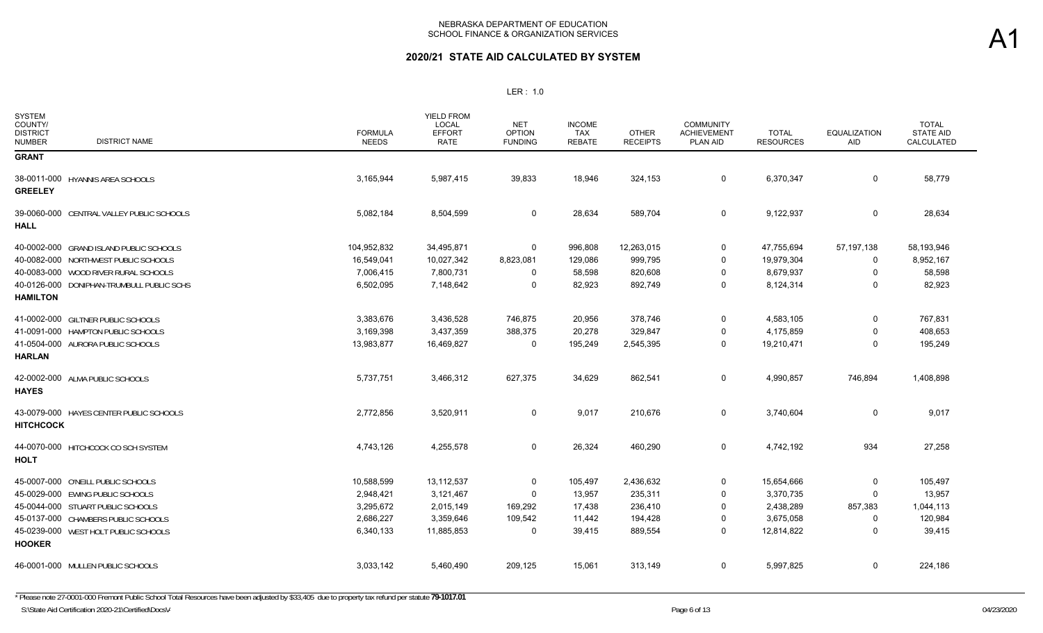# NEBRASKA DEPARTMENT OF EDUCATION
## SCHOOL FINANCE & ORGANIZATION SERVICES

## 2020/21 STATE AID CALCULATED BY SYSTEM

LER : 1.0

A1

| SYSTEM COUNTY/ DISTRICT NUMBER | DISTRICT NAME | FORMULA NEEDS | YIELD FROM LOCAL EFFORT RATE | NET OPTION FUNDING | INCOME TAX REBATE | OTHER RECEIPTS | COMMUNITY ACHIEVEMENT PLAN AID | TOTAL RESOURCES | EQUALIZATION AID | TOTAL STATE AID CALCULATED |
|---|---|---|---|---|---|---|---|---|---|---|
| **GRANT** | | | | | | | | | | |
| 38-0011-000 | HYANNIS AREA SCHOOLS | 3,165,944 | 5,987,415 | 39,833 | 18,946 | 324,153 | 0 | 6,370,347 | 0 | 58,779 |
| **GREELEY** | | | | | | | | | | |
| 39-0060-000 | CENTRAL VALLEY PUBLIC SCHOOLS | 5,082,184 | 8,504,599 | 0 | 28,634 | 589,704 | 0 | 9,122,937 | 0 | 28,634 |
| **HALL** | | | | | | | | | | |
| 40-0002-000 | GRAND ISLAND PUBLIC SCHOOLS | 104,952,832 | 34,495,871 | 0 | 996,808 | 12,263,015 | 0 | 47,755,694 | 57,197,138 | 58,193,946 |
| 40-0082-000 | NORTHWEST PUBLIC SCHOOLS | 16,549,041 | 10,027,342 | 8,823,081 | 129,086 | 999,795 | 0 | 19,979,304 | 0 | 8,952,167 |
| 40-0083-000 | WOOD RIVER RURAL SCHOOLS | 7,006,415 | 7,800,731 | 0 | 58,598 | 820,608 | 0 | 8,679,937 | 0 | 58,598 |
| 40-0126-000 | DONIPHAN-TRUMBULL PUBLIC SCHS | 6,502,095 | 7,148,642 | 0 | 82,923 | 892,749 | 0 | 8,124,314 | 0 | 82,923 |
| **HAMILTON** | | | | | | | | | | |
| 41-0002-000 | GILTNER PUBLIC SCHOOLS | 3,383,676 | 3,436,528 | 746,875 | 20,956 | 378,746 | 0 | 4,583,105 | 0 | 767,831 |
| 41-0091-000 | HAMPTON PUBLIC SCHOOLS | 3,169,398 | 3,437,359 | 388,375 | 20,278 | 329,847 | 0 | 4,175,859 | 0 | 408,653 |
| 41-0504-000 | AURORA PUBLIC SCHOOLS | 13,983,877 | 16,469,827 | 0 | 195,249 | 2,545,395 | 0 | 19,210,471 | 0 | 195,249 |
| **HARLAN** | | | | | | | | | | |
| 42-0002-000 | ALMA PUBLIC SCHOOLS | 5,737,751 | 3,466,312 | 627,375 | 34,629 | 862,541 | 0 | 4,990,857 | 746,894 | 1,408,898 |
| **HAYES** | | | | | | | | | | |
| 43-0079-000 | HAYES CENTER PUBLIC SCHOOLS | 2,772,856 | 3,520,911 | 0 | 9,017 | 210,676 | 0 | 3,740,604 | 0 | 9,017 |
| **HITCHCOCK** | | | | | | | | | | |
| 44-0070-000 | HITCHCOCK CO SCH SYSTEM | 4,743,126 | 4,255,578 | 0 | 26,324 | 460,290 | 0 | 4,742,192 | 934 | 27,258 |
| **HOLT** | | | | | | | | | | |
| 45-0007-000 | O'NEILL PUBLIC SCHOOLS | 10,588,599 | 13,112,537 | 0 | 105,497 | 2,436,632 | 0 | 15,654,666 | 0 | 105,497 |
| 45-0029-000 | EWING PUBLIC SCHOOLS | 2,948,421 | 3,121,467 | 0 | 13,957 | 235,311 | 0 | 3,370,735 | 0 | 13,957 |
| 45-0044-000 | STUART PUBLIC SCHOOLS | 3,295,672 | 2,015,149 | 169,292 | 17,438 | 236,410 | 0 | 2,438,289 | 857,383 | 1,044,113 |
| 45-0137-000 | CHAMBERS PUBLIC SCHOOLS | 2,686,227 | 3,359,646 | 109,542 | 11,442 | 194,428 | 0 | 3,675,058 | 0 | 120,984 |
| 45-0239-000 | WEST HOLT PUBLIC SCHOOLS | 6,340,133 | 11,885,853 | 0 | 39,415 | 889,554 | 0 | 12,814,822 | 0 | 39,415 |
| **HOOKER** | | | | | | | | | | |
| 46-0001-000 | MULLEN PUBLIC SCHOOLS | 3,033,142 | 5,460,490 | 209,125 | 15,061 | 313,149 | 0 | 5,997,825 | 0 | 224,186 |

\* Please note 27-0001-000 Fremont Public School Total Resources have been adjusted by $33,405 due to property tax refund per statute **79-1017.01**

S:\State Aid Certification 2020-21\Certified\Docs\

04/23/2020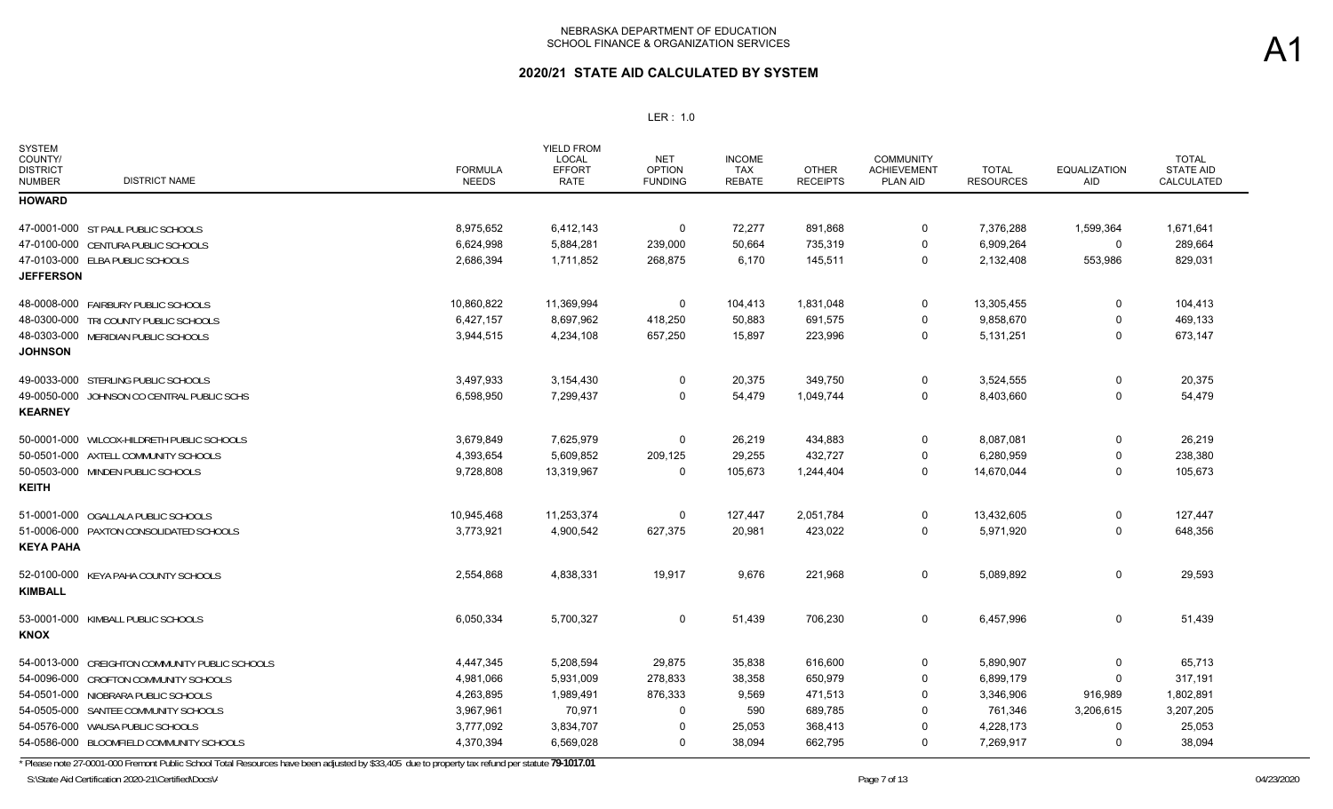NEBRASKA DEPARTMENT OF EDUCATION
SCHOOL FINANCE & ORGANIZATION SERVICES

A1

## 2020/21 STATE AID CALCULATED BY SYSTEM

LER : 1.0

| SYSTEM COUNTY/ DISTRICT NUMBER | DISTRICT NAME | FORMULA NEEDS | YIELD FROM LOCAL EFFORT RATE | NET OPTION FUNDING | INCOME TAX REBATE | OTHER RECEIPTS | COMMUNITY ACHIEVEMENT PLAN AID | TOTAL RESOURCES | EQUALIZATION AID | TOTAL STATE AID CALCULATED |
|---|---|---|---|---|---|---|---|---|---|---|
| **HOWARD** | | | | | | | | | | |
| 47-0001-000 | ST PAUL PUBLIC SCHOOLS | 8,975,652 | 6,412,143 | 0 | 72,277 | 891,868 | 0 | 7,376,288 | 1,599,364 | 1,671,641 |
| 47-0100-000 | CENTURA PUBLIC SCHOOLS | 6,624,998 | 5,884,281 | 239,000 | 50,664 | 735,319 | 0 | 6,909,264 | 0 | 289,664 |
| 47-0103-000 | ELBA PUBLIC SCHOOLS | 2,686,394 | 1,711,852 | 268,875 | 6,170 | 145,511 | 0 | 2,132,408 | 553,986 | 829,031 |
| **JEFFERSON** | | | | | | | | | | |
| 48-0008-000 | FAIRBURY PUBLIC SCHOOLS | 10,860,822 | 11,369,994 | 0 | 104,413 | 1,831,048 | 0 | 13,305,455 | 0 | 104,413 |
| 48-0300-000 | TRI COUNTY PUBLIC SCHOOLS | 6,427,157 | 8,697,962 | 418,250 | 50,883 | 691,575 | 0 | 9,858,670 | 0 | 469,133 |
| 48-0303-000 | MERIDIAN PUBLIC SCHOOLS | 3,944,515 | 4,234,108 | 657,250 | 15,897 | 223,996 | 0 | 5,131,251 | 0 | 673,147 |
| **JOHNSON** | | | | | | | | | | |
| 49-0033-000 | STERLING PUBLIC SCHOOLS | 3,497,933 | 3,154,430 | 0 | 20,375 | 349,750 | 0 | 3,524,555 | 0 | 20,375 |
| 49-0050-000 | JOHNSON CO CENTRAL PUBLIC SCHS | 6,598,950 | 7,299,437 | 0 | 54,479 | 1,049,744 | 0 | 8,403,660 | 0 | 54,479 |
| **KEARNEY** | | | | | | | | | | |
| 50-0001-000 | WILCOX-HILDRETH PUBLIC SCHOOLS | 3,679,849 | 7,625,979 | 0 | 26,219 | 434,883 | 0 | 8,087,081 | 0 | 26,219 |
| 50-0501-000 | AXTELL COMMUNITY SCHOOLS | 4,393,654 | 5,609,852 | 209,125 | 29,255 | 432,727 | 0 | 6,280,959 | 0 | 238,380 |
| 50-0503-000 | MINDEN PUBLIC SCHOOLS | 9,728,808 | 13,319,967 | 0 | 105,673 | 1,244,404 | 0 | 14,670,044 | 0 | 105,673 |
| **KEITH** | | | | | | | | | | |
| 51-0001-000 | OGALLALA PUBLIC SCHOOLS | 10,945,468 | 11,253,374 | 0 | 127,447 | 2,051,784 | 0 | 13,432,605 | 0 | 127,447 |
| 51-0006-000 | PAXTON CONSOLIDATED SCHOOLS | 3,773,921 | 4,900,542 | 627,375 | 20,981 | 423,022 | 0 | 5,971,920 | 0 | 648,356 |
| **KEYA PAHA** | | | | | | | | | | |
| 52-0100-000 | KEYA PAHA COUNTY SCHOOLS | 2,554,868 | 4,838,331 | 19,917 | 9,676 | 221,968 | 0 | 5,089,892 | 0 | 29,593 |
| **KIMBALL** | | | | | | | | | | |
| 53-0001-000 | KIMBALL PUBLIC SCHOOLS | 6,050,334 | 5,700,327 | 0 | 51,439 | 706,230 | 0 | 6,457,996 | 0 | 51,439 |
| **KNOX** | | | | | | | | | | |
| 54-0013-000 | CREIGHTON COMMUNITY PUBLIC SCHOOLS | 4,447,345 | 5,208,594 | 29,875 | 35,838 | 616,600 | 0 | 5,890,907 | 0 | 65,713 |
| 54-0096-000 | CROFTON COMMUNITY SCHOOLS | 4,981,066 | 5,931,009 | 278,833 | 38,358 | 650,979 | 0 | 6,899,179 | 0 | 317,191 |
| 54-0501-000 | NIOBRARA PUBLIC SCHOOLS | 4,263,895 | 1,989,491 | 876,333 | 9,569 | 471,513 | 0 | 3,346,906 | 916,989 | 1,802,891 |
| 54-0505-000 | SANTEE COMMUNITY SCHOOLS | 3,967,961 | 70,971 | 0 | 590 | 689,785 | 0 | 761,346 | 3,206,615 | 3,207,205 |
| 54-0576-000 | WAUSA PUBLIC SCHOOLS | 3,777,092 | 3,834,707 | 0 | 25,053 | 368,413 | 0 | 4,228,173 | 0 | 25,053 |
| 54-0586-000 | BLOOMFIELD COMMUNITY SCHOOLS | 4,370,394 | 6,569,028 | 0 | 38,094 | 662,795 | 0 | 7,269,917 | 0 | 38,094 |

* Please note 27-0001-000 Fremont Public School Total Resources have been adjusted by $33,405 due to property tax refund per statute **79-1017.01**

S:\State Aid Certification 2020-21\Certified\Docs\

04/23/2020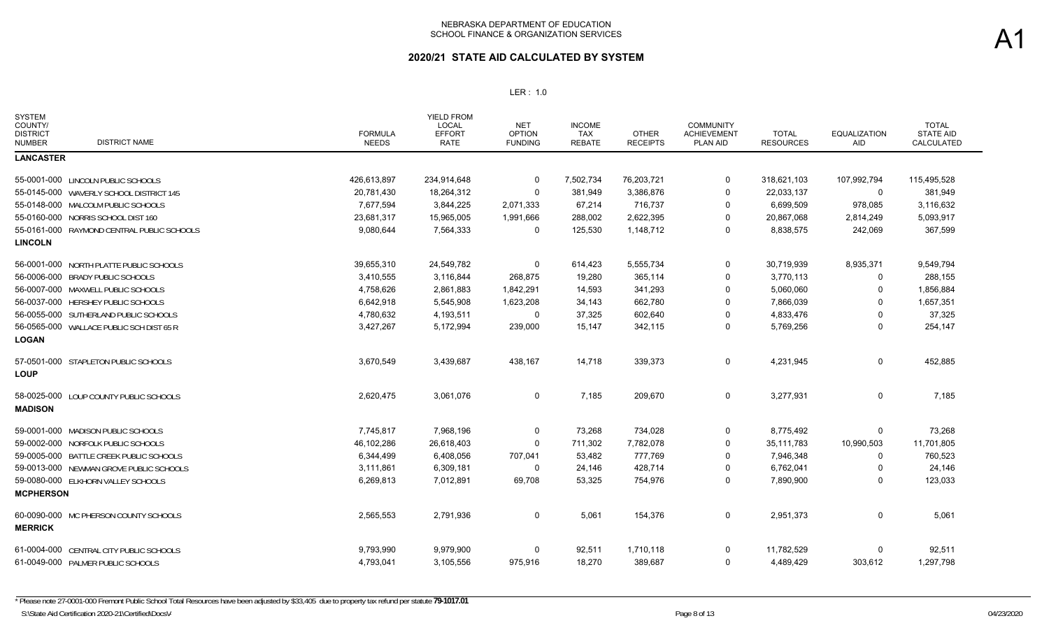NEBRASKA DEPARTMENT OF EDUCATION
SCHOOL FINANCE & ORGANIZATION SERVICES

A1

## 2020/21 STATE AID CALCULATED BY SYSTEM

LER : 1.0

| SYSTEM COUNTY/ DISTRICT NUMBER | DISTRICT NAME | FORMULA NEEDS | YIELD FROM LOCAL EFFORT RATE | NET OPTION FUNDING | INCOME TAX REBATE | OTHER RECEIPTS | COMMUNITY ACHIEVEMENT PLAN AID | TOTAL RESOURCES | EQUALIZATION AID | TOTAL STATE AID CALCULATED |
|---|---|---|---|---|---|---|---|---|---|---|
| **LANCASTER** | | | | | | | | | | |
| 55-0001-000 | LINCOLN PUBLIC SCHOOLS | 426,613,897 | 234,914,648 | 0 | 7,502,734 | 76,203,721 | 0 | 318,621,103 | 107,992,794 | 115,495,528 |
| 55-0145-000 | WAVERLY SCHOOL DISTRICT 145 | 20,781,430 | 18,264,312 | 0 | 381,949 | 3,386,876 | 0 | 22,033,137 | 0 | 381,949 |
| 55-0148-000 | MALCOLM PUBLIC SCHOOLS | 7,677,594 | 3,844,225 | 2,071,333 | 67,214 | 716,737 | 0 | 6,699,509 | 978,085 | 3,116,632 |
| 55-0160-000 | NORRIS SCHOOL DIST 160 | 23,681,317 | 15,965,005 | 1,991,666 | 288,002 | 2,622,395 | 0 | 20,867,068 | 2,814,249 | 5,093,917 |
| 55-0161-000 | RAYMOND CENTRAL PUBLIC SCHOOLS | 9,080,644 | 7,564,333 | 0 | 125,530 | 1,148,712 | 0 | 8,838,575 | 242,069 | 367,599 |
| **LINCOLN** | | | | | | | | | | |
| 56-0001-000 | NORTH PLATTE PUBLIC SCHOOLS | 39,655,310 | 24,549,782 | 0 | 614,423 | 5,555,734 | 0 | 30,719,939 | 8,935,371 | 9,549,794 |
| 56-0006-000 | BRADY PUBLIC SCHOOLS | 3,410,555 | 3,116,844 | 268,875 | 19,280 | 365,114 | 0 | 3,770,113 | 0 | 288,155 |
| 56-0007-000 | MAXWELL PUBLIC SCHOOLS | 4,758,626 | 2,861,883 | 1,842,291 | 14,593 | 341,293 | 0 | 5,060,060 | 0 | 1,856,884 |
| 56-0037-000 | HERSHEY PUBLIC SCHOOLS | 6,642,918 | 5,545,908 | 1,623,208 | 34,143 | 662,780 | 0 | 7,866,039 | 0 | 1,657,351 |
| 56-0055-000 | SUTHERLAND PUBLIC SCHOOLS | 4,780,632 | 4,193,511 | 0 | 37,325 | 602,640 | 0 | 4,833,476 | 0 | 37,325 |
| 56-0565-000 | WALLACE PUBLIC SCH DIST 65 R | 3,427,267 | 5,172,994 | 239,000 | 15,147 | 342,115 | 0 | 5,769,256 | 0 | 254,147 |
| **LOGAN** | | | | | | | | | | |
| 57-0501-000 | STAPLETON PUBLIC SCHOOLS | 3,670,549 | 3,439,687 | 438,167 | 14,718 | 339,373 | 0 | 4,231,945 | 0 | 452,885 |
| **LOUP** | | | | | | | | | | |
| 58-0025-000 | LOUP COUNTY PUBLIC SCHOOLS | 2,620,475 | 3,061,076 | 0 | 7,185 | 209,670 | 0 | 3,277,931 | 0 | 7,185 |
| **MADISON** | | | | | | | | | | |
| 59-0001-000 | MADISON PUBLIC SCHOOLS | 7,745,817 | 7,968,196 | 0 | 73,268 | 734,028 | 0 | 8,775,492 | 0 | 73,268 |
| 59-0002-000 | NORFOLK PUBLIC SCHOOLS | 46,102,286 | 26,618,403 | 0 | 711,302 | 7,782,078 | 0 | 35,111,783 | 10,990,503 | 11,701,805 |
| 59-0005-000 | BATTLE CREEK PUBLIC SCHOOLS | 6,344,499 | 6,408,056 | 707,041 | 53,482 | 777,769 | 0 | 7,946,348 | 0 | 760,523 |
| 59-0013-000 | NEWMAN GROVE PUBLIC SCHOOLS | 3,111,861 | 6,309,181 | 0 | 24,146 | 428,714 | 0 | 6,762,041 | 0 | 24,146 |
| 59-0080-000 | ELKHORN VALLEY SCHOOLS | 6,269,813 | 7,012,891 | 69,708 | 53,325 | 754,976 | 0 | 7,890,900 | 0 | 123,033 |
| **MCPHERSON** | | | | | | | | | | |
| 60-0090-000 | MC PHERSON COUNTY SCHOOLS | 2,565,553 | 2,791,936 | 0 | 5,061 | 154,376 | 0 | 2,951,373 | 0 | 5,061 |
| **MERRICK** | | | | | | | | | | |
| 61-0004-000 | CENTRAL CITY PUBLIC SCHOOLS | 9,793,990 | 9,979,900 | 0 | 92,511 | 1,710,118 | 0 | 11,782,529 | 0 | 92,511 |
| 61-0049-000 | PALMER PUBLIC SCHOOLS | 4,793,041 | 3,105,556 | 975,916 | 18,270 | 389,687 | 0 | 4,489,429 | 303,612 | 1,297,798 |

\* Please note 27-0001-000 Fremont Public School Total Resources have been adjusted by $33,405 due to property tax refund per statute **79-1017.01**

S:\State Aid Certification 2020-21\Certified\Docs\ 04/23/2020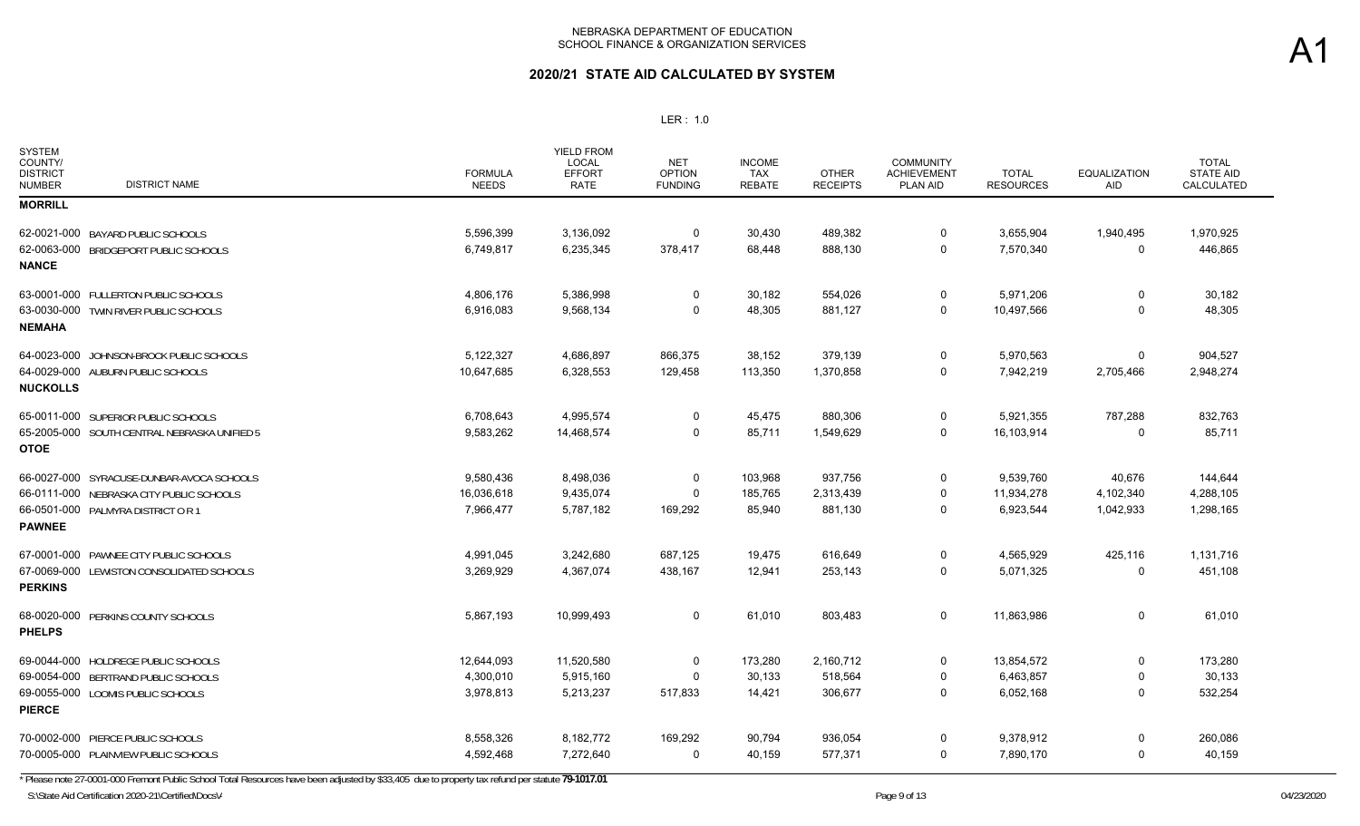NEBRASKA DEPARTMENT OF EDUCATION
SCHOOL FINANCE & ORGANIZATION SERVICES

A1

## 2020/21 STATE AID CALCULATED BY SYSTEM

LER : 1.0

| SYSTEM COUNTY/ DISTRICT NUMBER | DISTRICT NAME | FORMULA NEEDS | YIELD FROM LOCAL EFFORT RATE | NET OPTION FUNDING | INCOME TAX REBATE | OTHER RECEIPTS | COMMUNITY ACHIEVEMENT PLAN AID | TOTAL RESOURCES | EQUALIZATION AID | TOTAL STATE AID CALCULATED |
|---|---|---|---|---|---|---|---|---|---|---|
| **MORRILL** | | | | | | | | | | |
| 62-0021-000 | BAYARD PUBLIC SCHOOLS | 5,596,399 | 3,136,092 | 0 | 30,430 | 489,382 | 0 | 3,655,904 | 1,940,495 | 1,970,925 |
| 62-0063-000 | BRIDGEPORT PUBLIC SCHOOLS | 6,749,817 | 6,235,345 | 378,417 | 68,448 | 888,130 | 0 | 7,570,340 | 0 | 446,865 |
| **NANCE** | | | | | | | | | | |
| 63-0001-000 | FULLERTON PUBLIC SCHOOLS | 4,806,176 | 5,386,998 | 0 | 30,182 | 554,026 | 0 | 5,971,206 | 0 | 30,182 |
| 63-0030-000 | TWIN RIVER PUBLIC SCHOOLS | 6,916,083 | 9,568,134 | 0 | 48,305 | 881,127 | 0 | 10,497,566 | 0 | 48,305 |
| **NEMAHA** | | | | | | | | | | |
| 64-0023-000 | JOHNSON-BROCK PUBLIC SCHOOLS | 5,122,327 | 4,686,897 | 866,375 | 38,152 | 379,139 | 0 | 5,970,563 | 0 | 904,527 |
| 64-0029-000 | AUBURN PUBLIC SCHOOLS | 10,647,685 | 6,328,553 | 129,458 | 113,350 | 1,370,858 | 0 | 7,942,219 | 2,705,466 | 2,948,274 |
| **NUCKOLLS** | | | | | | | | | | |
| 65-0011-000 | SUPERIOR PUBLIC SCHOOLS | 6,708,643 | 4,995,574 | 0 | 45,475 | 880,306 | 0 | 5,921,355 | 787,288 | 832,763 |
| 65-2005-000 | SOUTH CENTRAL NEBRASKA UNIFIED 5 | 9,583,262 | 14,468,574 | 0 | 85,711 | 1,549,629 | 0 | 16,103,914 | 0 | 85,711 |
| **OTOE** | | | | | | | | | | |
| 66-0027-000 | SYRACUSE-DUNBAR-AVOCA SCHOOLS | 9,580,436 | 8,498,036 | 0 | 103,968 | 937,756 | 0 | 9,539,760 | 40,676 | 144,644 |
| 66-0111-000 | NEBRASKA CITY PUBLIC SCHOOLS | 16,036,618 | 9,435,074 | 0 | 185,765 | 2,313,439 | 0 | 11,934,278 | 4,102,340 | 4,288,105 |
| 66-0501-000 | PALMYRA DISTRICT O R 1 | 7,966,477 | 5,787,182 | 169,292 | 85,940 | 881,130 | 0 | 6,923,544 | 1,042,933 | 1,298,165 |
| **PAWNEE** | | | | | | | | | | |
| 67-0001-000 | PAWNEE CITY PUBLIC SCHOOLS | 4,991,045 | 3,242,680 | 687,125 | 19,475 | 616,649 | 0 | 4,565,929 | 425,116 | 1,131,716 |
| 67-0069-000 | LEWISTON CONSOLIDATED SCHOOLS | 3,269,929 | 4,367,074 | 438,167 | 12,941 | 253,143 | 0 | 5,071,325 | 0 | 451,108 |
| **PERKINS** | | | | | | | | | | |
| 68-0020-000 | PERKINS COUNTY SCHOOLS | 5,867,193 | 10,999,493 | 0 | 61,010 | 803,483 | 0 | 11,863,986 | 0 | 61,010 |
| **PHELPS** | | | | | | | | | | |
| 69-0044-000 | HOLDREGE PUBLIC SCHOOLS | 12,644,093 | 11,520,580 | 0 | 173,280 | 2,160,712 | 0 | 13,854,572 | 0 | 173,280 |
| 69-0054-000 | BERTRAND PUBLIC SCHOOLS | 4,300,010 | 5,915,160 | 0 | 30,133 | 518,564 | 0 | 6,463,857 | 0 | 30,133 |
| 69-0055-000 | LOOMIS PUBLIC SCHOOLS | 3,978,813 | 5,213,237 | 517,833 | 14,421 | 306,677 | 0 | 6,052,168 | 0 | 532,254 |
| **PIERCE** | | | | | | | | | | |
| 70-0002-000 | PIERCE PUBLIC SCHOOLS | 8,558,326 | 8,182,772 | 169,292 | 90,794 | 936,054 | 0 | 9,378,912 | 0 | 260,086 |
| 70-0005-000 | PLAINVIEW PUBLIC SCHOOLS | 4,592,468 | 7,272,640 | 0 | 40,159 | 577,371 | 0 | 7,890,170 | 0 | 40,159 |

\* Please note 27-0001-000 Fremont Public School Total Resources have been adjusted by $33,405 due to property tax refund per statute **79-1017.01**

S:\State Aid Certification 2020-21\Certified\Docs\ 04/23/2020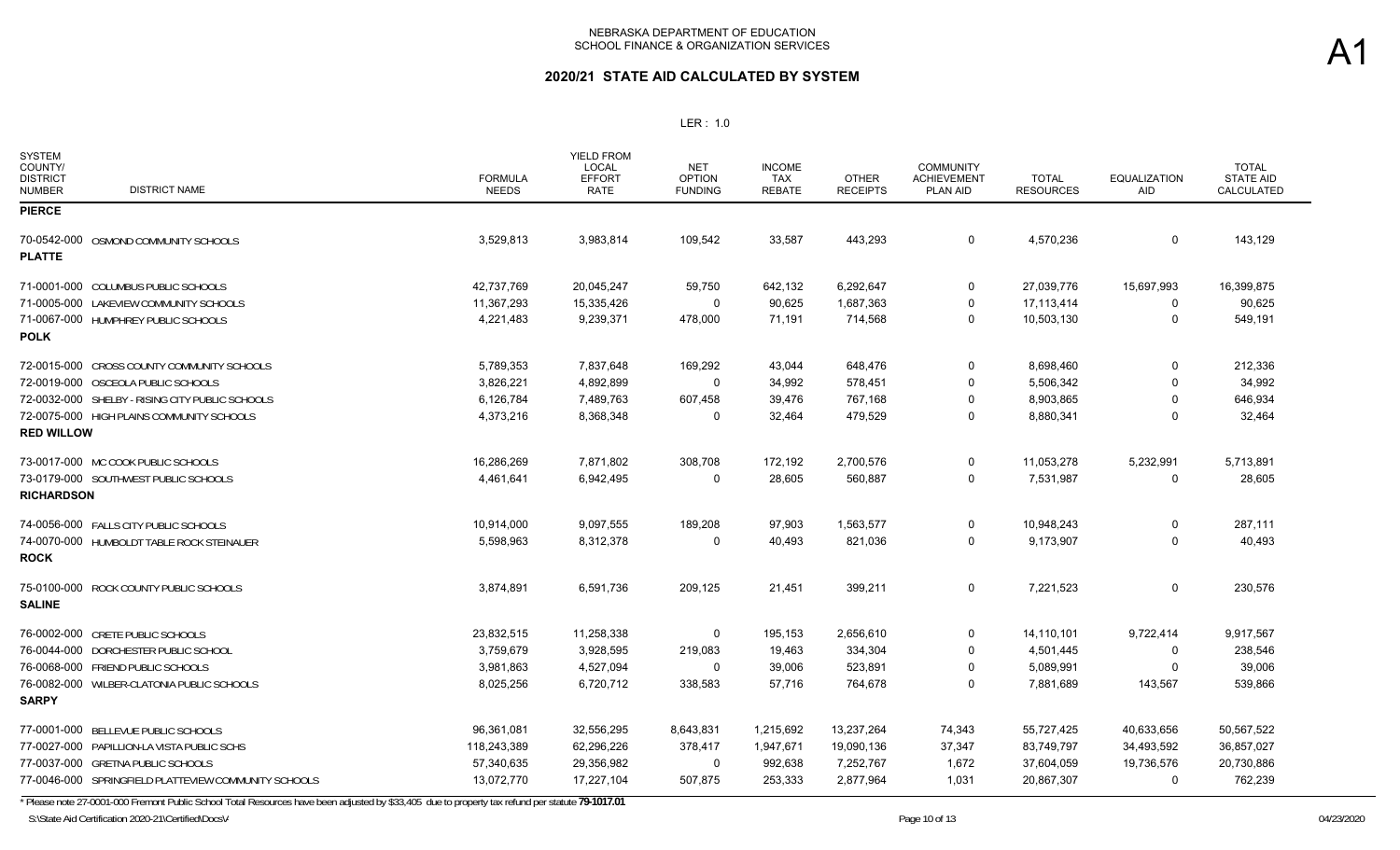NEBRASKA DEPARTMENT OF EDUCATION
SCHOOL FINANCE & ORGANIZATION SERVICES

A1

## 2020/21 STATE AID CALCULATED BY SYSTEM

LER : 1.0

| SYSTEM COUNTY/ DISTRICT NUMBER | DISTRICT NAME | FORMULA NEEDS | YIELD FROM LOCAL EFFORT RATE | NET OPTION FUNDING | INCOME TAX REBATE | OTHER RECEIPTS | COMMUNITY ACHIEVEMENT PLAN AID | TOTAL RESOURCES | EQUALIZATION AID | TOTAL STATE AID CALCULATED |
|---|---|---|---|---|---|---|---|---|---|---|
| **PIERCE** | | | | | | | | | | |
| 70-0542-000 | OSMOND COMMUNITY SCHOOLS | 3,529,813 | 3,983,814 | 109,542 | 33,587 | 443,293 | 0 | 4,570,236 | 0 | 143,129 |
| **PLATTE** | | | | | | | | | | |
| 71-0001-000 | COLUMBUS PUBLIC SCHOOLS | 42,737,769 | 20,045,247 | 59,750 | 642,132 | 6,292,647 | 0 | 27,039,776 | 15,697,993 | 16,399,875 |
| 71-0005-000 | LAKEVIEW COMMUNITY SCHOOLS | 11,367,293 | 15,335,426 | 0 | 90,625 | 1,687,363 | 0 | 17,113,414 | 0 | 90,625 |
| 71-0067-000 | HUMPHREY PUBLIC SCHOOLS | 4,221,483 | 9,239,371 | 478,000 | 71,191 | 714,568 | 0 | 10,503,130 | 0 | 549,191 |
| **POLK** | | | | | | | | | | |
| 72-0015-000 | CROSS COUNTY COMMUNITY SCHOOLS | 5,789,353 | 7,837,648 | 169,292 | 43,044 | 648,476 | 0 | 8,698,460 | 0 | 212,336 |
| 72-0019-000 | OSCEOLA PUBLIC SCHOOLS | 3,826,221 | 4,892,899 | 0 | 34,992 | 578,451 | 0 | 5,506,342 | 0 | 34,992 |
| 72-0032-000 | SHELBY - RISING CITY PUBLIC SCHOOLS | 6,126,784 | 7,489,763 | 607,458 | 39,476 | 767,168 | 0 | 8,903,865 | 0 | 646,934 |
| 72-0075-000 | HIGH PLAINS COMMUNITY SCHOOLS | 4,373,216 | 8,368,348 | 0 | 32,464 | 479,529 | 0 | 8,880,341 | 0 | 32,464 |
| **RED WILLOW** | | | | | | | | | | |
| 73-0017-000 | MC COOK PUBLIC SCHOOLS | 16,286,269 | 7,871,802 | 308,708 | 172,192 | 2,700,576 | 0 | 11,053,278 | 5,232,991 | 5,713,891 |
| 73-0179-000 | SOUTHWEST PUBLIC SCHOOLS | 4,461,641 | 6,942,495 | 0 | 28,605 | 560,887 | 0 | 7,531,987 | 0 | 28,605 |
| **RICHARDSON** | | | | | | | | | | |
| 74-0056-000 | FALLS CITY PUBLIC SCHOOLS | 10,914,000 | 9,097,555 | 189,208 | 97,903 | 1,563,577 | 0 | 10,948,243 | 0 | 287,111 |
| 74-0070-000 | HUMBOLDT TABLE ROCK STEINAUER | 5,598,963 | 8,312,378 | 0 | 40,493 | 821,036 | 0 | 9,173,907 | 0 | 40,493 |
| **ROCK** | | | | | | | | | | |
| 75-0100-000 | ROCK COUNTY PUBLIC SCHOOLS | 3,874,891 | 6,591,736 | 209,125 | 21,451 | 399,211 | 0 | 7,221,523 | 0 | 230,576 |
| **SALINE** | | | | | | | | | | |
| 76-0002-000 | CRETE PUBLIC SCHOOLS | 23,832,515 | 11,258,338 | 0 | 195,153 | 2,656,610 | 0 | 14,110,101 | 9,722,414 | 9,917,567 |
| 76-0044-000 | DORCHESTER PUBLIC SCHOOL | 3,759,679 | 3,928,595 | 219,083 | 19,463 | 334,304 | 0 | 4,501,445 | 0 | 238,546 |
| 76-0068-000 | FRIEND PUBLIC SCHOOLS | 3,981,863 | 4,527,094 | 0 | 39,006 | 523,891 | 0 | 5,089,991 | 0 | 39,006 |
| 76-0082-000 | WILBER-CLATONIA PUBLIC SCHOOLS | 8,025,256 | 6,720,712 | 338,583 | 57,716 | 764,678 | 0 | 7,881,689 | 143,567 | 539,866 |
| **SARPY** | | | | | | | | | | |
| 77-0001-000 | BELLEVUE PUBLIC SCHOOLS | 96,361,081 | 32,556,295 | 8,643,831 | 1,215,692 | 13,237,264 | 74,343 | 55,727,425 | 40,633,656 | 50,567,522 |
| 77-0027-000 | PAPILLION-LA VISTA PUBLIC SCHS | 118,243,389 | 62,296,226 | 378,417 | 1,947,671 | 19,090,136 | 37,347 | 83,749,797 | 34,493,592 | 36,857,027 |
| 77-0037-000 | GRETNA PUBLIC SCHOOLS | 57,340,635 | 29,356,982 | 0 | 992,638 | 7,252,767 | 1,672 | 37,604,059 | 19,736,576 | 20,730,886 |
| 77-0046-000 | SPRINGFIELD PLATTEVIEW COMMUNITY SCHOOLS | 13,072,770 | 17,227,104 | 507,875 | 253,333 | 2,877,964 | 1,031 | 20,867,307 | 0 | 762,239 |

\* Please note 27-0001-000 Fremont Public School Total Resources have been adjusted by $33,405 due to property tax refund per statute **79-1017.01**

S:\State Aid Certification 2020-21\Certified\Docs\ 04/23/2020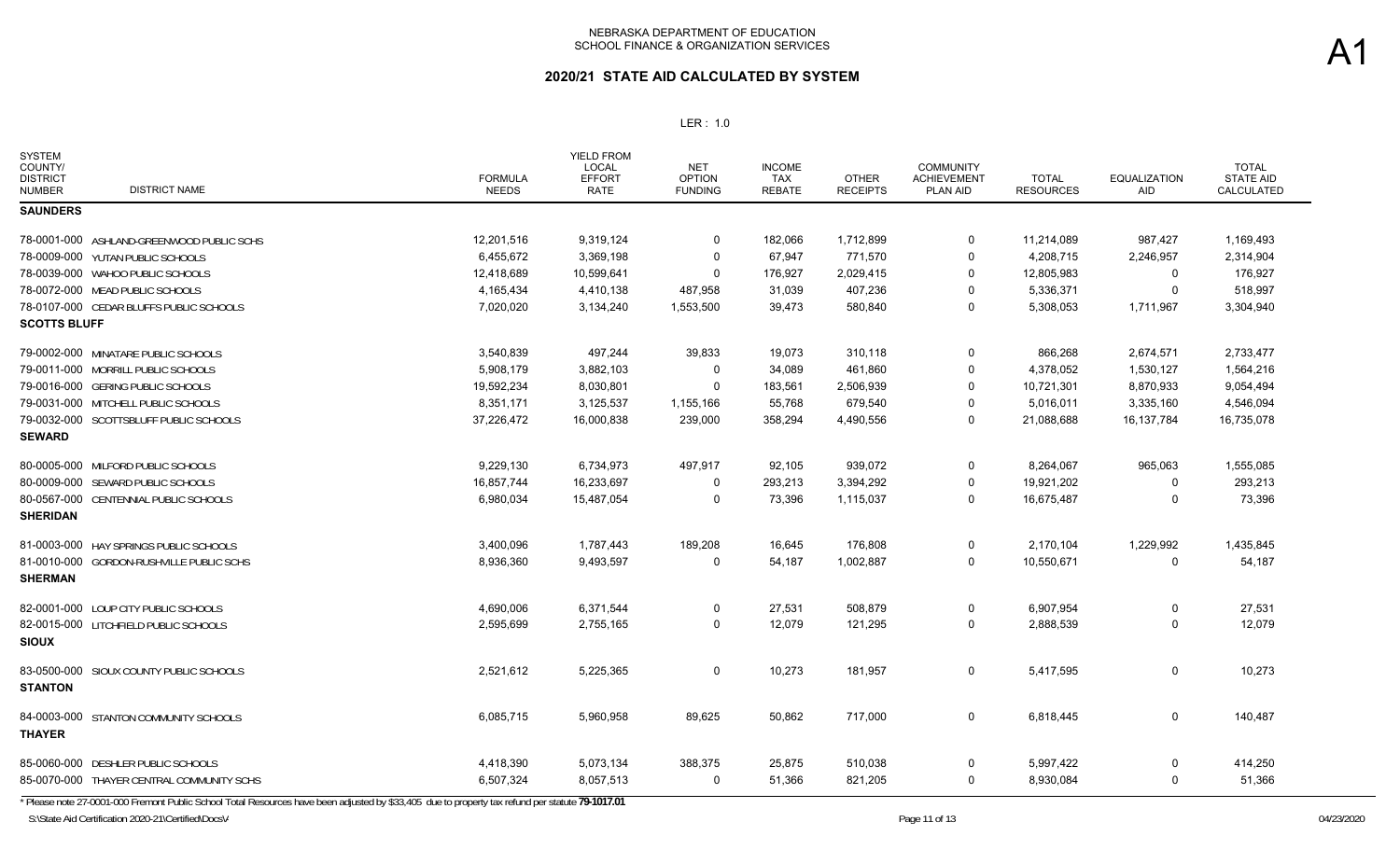NEBRASKA DEPARTMENT OF EDUCATION
SCHOOL FINANCE & ORGANIZATION SERVICES

A1

## 2020/21 STATE AID CALCULATED BY SYSTEM

LER : 1.0

| SYSTEM COUNTY/ DISTRICT NUMBER | DISTRICT NAME | FORMULA NEEDS | YIELD FROM LOCAL EFFORT RATE | NET OPTION FUNDING | INCOME TAX REBATE | OTHER RECEIPTS | COMMUNITY ACHIEVEMENT PLAN AID | TOTAL RESOURCES | EQUALIZATION AID | TOTAL STATE AID CALCULATED |
|---|---|---|---|---|---|---|---|---|---|---|
| **SAUNDERS** | | | | | | | | | | |
| 78-0001-000 | ASHLAND-GREENWOOD PUBLIC SCHS | 12,201,516 | 9,319,124 | 0 | 182,066 | 1,712,899 | 0 | 11,214,089 | 987,427 | 1,169,493 |
| 78-0009-000 | YUTAN PUBLIC SCHOOLS | 6,455,672 | 3,369,198 | 0 | 67,947 | 771,570 | 0 | 4,208,715 | 2,246,957 | 2,314,904 |
| 78-0039-000 | WAHOO PUBLIC SCHOOLS | 12,418,689 | 10,599,641 | 0 | 176,927 | 2,029,415 | 0 | 12,805,983 | 0 | 176,927 |
| 78-0072-000 | MEAD PUBLIC SCHOOLS | 4,165,434 | 4,410,138 | 487,958 | 31,039 | 407,236 | 0 | 5,336,371 | 0 | 518,997 |
| 78-0107-000 | CEDAR BLUFFS PUBLIC SCHOOLS | 7,020,020 | 3,134,240 | 1,553,500 | 39,473 | 580,840 | 0 | 5,308,053 | 1,711,967 | 3,304,940 |
| **SCOTTS BLUFF** | | | | | | | | | | |
| 79-0002-000 | MINATARE PUBLIC SCHOOLS | 3,540,839 | 497,244 | 39,833 | 19,073 | 310,118 | 0 | 866,268 | 2,674,571 | 2,733,477 |
| 79-0011-000 | MORRILL PUBLIC SCHOOLS | 5,908,179 | 3,882,103 | 0 | 34,089 | 461,860 | 0 | 4,378,052 | 1,530,127 | 1,564,216 |
| 79-0016-000 | GERING PUBLIC SCHOOLS | 19,592,234 | 8,030,801 | 0 | 183,561 | 2,506,939 | 0 | 10,721,301 | 8,870,933 | 9,054,494 |
| 79-0031-000 | MITCHELL PUBLIC SCHOOLS | 8,351,171 | 3,125,537 | 1,155,166 | 55,768 | 679,540 | 0 | 5,016,011 | 3,335,160 | 4,546,094 |
| 79-0032-000 | SCOTTSBLUFF PUBLIC SCHOOLS | 37,226,472 | 16,000,838 | 239,000 | 358,294 | 4,490,556 | 0 | 21,088,688 | 16,137,784 | 16,735,078 |
| **SEWARD** | | | | | | | | | | |
| 80-0005-000 | MILFORD PUBLIC SCHOOLS | 9,229,130 | 6,734,973 | 497,917 | 92,105 | 939,072 | 0 | 8,264,067 | 965,063 | 1,555,085 |
| 80-0009-000 | SEWARD PUBLIC SCHOOLS | 16,857,744 | 16,233,697 | 0 | 293,213 | 3,394,292 | 0 | 19,921,202 | 0 | 293,213 |
| 80-0567-000 | CENTENNIAL PUBLIC SCHOOLS | 6,980,034 | 15,487,054 | 0 | 73,396 | 1,115,037 | 0 | 16,675,487 | 0 | 73,396 |
| **SHERIDAN** | | | | | | | | | | |
| 81-0003-000 | HAY SPRINGS PUBLIC SCHOOLS | 3,400,096 | 1,787,443 | 189,208 | 16,645 | 176,808 | 0 | 2,170,104 | 1,229,992 | 1,435,845 |
| 81-0010-000 | GORDON-RUSHVILLE PUBLIC SCHS | 8,936,360 | 9,493,597 | 0 | 54,187 | 1,002,887 | 0 | 10,550,671 | 0 | 54,187 |
| **SHERMAN** | | | | | | | | | | |
| 82-0001-000 | LOUP CITY PUBLIC SCHOOLS | 4,690,006 | 6,371,544 | 0 | 27,531 | 508,879 | 0 | 6,907,954 | 0 | 27,531 |
| 82-0015-000 | LITCHFIELD PUBLIC SCHOOLS | 2,595,699 | 2,755,165 | 0 | 12,079 | 121,295 | 0 | 2,888,539 | 0 | 12,079 |
| **SIOUX** | | | | | | | | | | |
| 83-0500-000 | SIOUX COUNTY PUBLIC SCHOOLS | 2,521,612 | 5,225,365 | 0 | 10,273 | 181,957 | 0 | 5,417,595 | 0 | 10,273 |
| **STANTON** | | | | | | | | | | |
| 84-0003-000 | STANTON COMMUNITY SCHOOLS | 6,085,715 | 5,960,958 | 89,625 | 50,862 | 717,000 | 0 | 6,818,445 | 0 | 140,487 |
| **THAYER** | | | | | | | | | | |
| 85-0060-000 | DESHLER PUBLIC SCHOOLS | 4,418,390 | 5,073,134 | 388,375 | 25,875 | 510,038 | 0 | 5,997,422 | 0 | 414,250 |
| 85-0070-000 | THAYER CENTRAL COMMUNITY SCHS | 6,507,324 | 8,057,513 | 0 | 51,366 | 821,205 | 0 | 8,930,084 | 0 | 51,366 |

* Please note 27-0001-000 Fremont Public School Total Resources have been adjusted by $33,405 due to property tax refund per statute **79-1017.01**

S:\State Aid Certification 2020-21\Certified\Docs\

04/23/2020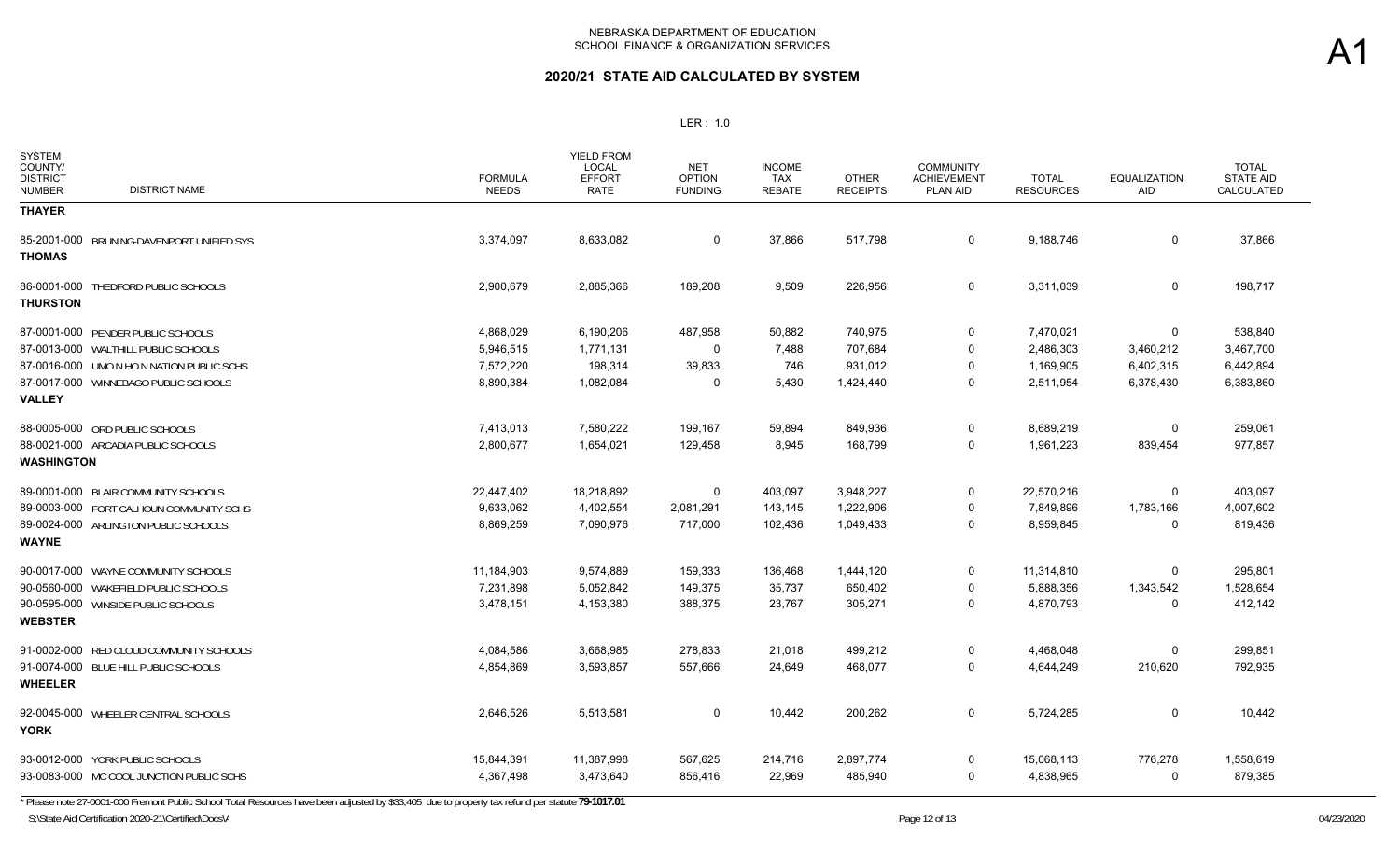NEBRASKA DEPARTMENT OF EDUCATION
SCHOOL FINANCE & ORGANIZATION SERVICES

A1

## 2020/21 STATE AID CALCULATED BY SYSTEM

LER : 1.0

| SYSTEM COUNTY/ DISTRICT NUMBER | DISTRICT NAME | FORMULA NEEDS | YIELD FROM LOCAL EFFORT RATE | NET OPTION FUNDING | INCOME TAX REBATE | OTHER RECEIPTS | COMMUNITY ACHIEVEMENT PLAN AID | TOTAL RESOURCES | EQUALIZATION AID | TOTAL STATE AID CALCULATED |
|---|---|---|---|---|---|---|---|---|---|---|
| **THAYER** | | | | | | | | | | |
| 85-2001-000 | BRUNING-DAVENPORT UNIFIED SYS | 3,374,097 | 8,633,082 | 0 | 37,866 | 517,798 | 0 | 9,188,746 | 0 | 37,866 |
| **THOMAS** | | | | | | | | | | |
| 86-0001-000 | THEDFORD PUBLIC SCHOOLS | 2,900,679 | 2,885,366 | 189,208 | 9,509 | 226,956 | 0 | 3,311,039 | 0 | 198,717 |
| **THURSTON** | | | | | | | | | | |
| 87-0001-000 | PENDER PUBLIC SCHOOLS | 4,868,029 | 6,190,206 | 487,958 | 50,882 | 740,975 | 0 | 7,470,021 | 0 | 538,840 |
| 87-0013-000 | WALTHILL PUBLIC SCHOOLS | 5,946,515 | 1,771,131 | 0 | 7,488 | 707,684 | 0 | 2,486,303 | 3,460,212 | 3,467,700 |
| 87-0016-000 | UMO N HO N NATION PUBLIC SCHS | 7,572,220 | 198,314 | 39,833 | 746 | 931,012 | 0 | 1,169,905 | 6,402,315 | 6,442,894 |
| 87-0017-000 | WINNEBAGO PUBLIC SCHOOLS | 8,890,384 | 1,082,084 | 0 | 5,430 | 1,424,440 | 0 | 2,511,954 | 6,378,430 | 6,383,860 |
| **VALLEY** | | | | | | | | | | |
| 88-0005-000 | ORD PUBLIC SCHOOLS | 7,413,013 | 7,580,222 | 199,167 | 59,894 | 849,936 | 0 | 8,689,219 | 0 | 259,061 |
| 88-0021-000 | ARCADIA PUBLIC SCHOOLS | 2,800,677 | 1,654,021 | 129,458 | 8,945 | 168,799 | 0 | 1,961,223 | 839,454 | 977,857 |
| **WASHINGTON** | | | | | | | | | | |
| 89-0001-000 | BLAIR COMMUNITY SCHOOLS | 22,447,402 | 18,218,892 | 0 | 403,097 | 3,948,227 | 0 | 22,570,216 | 0 | 403,097 |
| 89-0003-000 | FORT CALHOUN COMMUNITY SCHS | 9,633,062 | 4,402,554 | 2,081,291 | 143,145 | 1,222,906 | 0 | 7,849,896 | 1,783,166 | 4,007,602 |
| 89-0024-000 | ARLINGTON PUBLIC SCHOOLS | 8,869,259 | 7,090,976 | 717,000 | 102,436 | 1,049,433 | 0 | 8,959,845 | 0 | 819,436 |
| **WAYNE** | | | | | | | | | | |
| 90-0017-000 | WAYNE COMMUNITY SCHOOLS | 11,184,903 | 9,574,889 | 159,333 | 136,468 | 1,444,120 | 0 | 11,314,810 | 0 | 295,801 |
| 90-0560-000 | WAKEFIELD PUBLIC SCHOOLS | 7,231,898 | 5,052,842 | 149,375 | 35,737 | 650,402 | 0 | 5,888,356 | 1,343,542 | 1,528,654 |
| 90-0595-000 | WINSIDE PUBLIC SCHOOLS | 3,478,151 | 4,153,380 | 388,375 | 23,767 | 305,271 | 0 | 4,870,793 | 0 | 412,142 |
| **WEBSTER** | | | | | | | | | | |
| 91-0002-000 | RED CLOUD COMMUNITY SCHOOLS | 4,084,586 | 3,668,985 | 278,833 | 21,018 | 499,212 | 0 | 4,468,048 | 0 | 299,851 |
| 91-0074-000 | BLUE HILL PUBLIC SCHOOLS | 4,854,869 | 3,593,857 | 557,666 | 24,649 | 468,077 | 0 | 4,644,249 | 210,620 | 792,935 |
| **WHEELER** | | | | | | | | | | |
| 92-0045-000 | WHEELER CENTRAL SCHOOLS | 2,646,526 | 5,513,581 | 0 | 10,442 | 200,262 | 0 | 5,724,285 | 0 | 10,442 |
| **YORK** | | | | | | | | | | |
| 93-0012-000 | YORK PUBLIC SCHOOLS | 15,844,391 | 11,387,998 | 567,625 | 214,716 | 2,897,774 | 0 | 15,068,113 | 776,278 | 1,558,619 |
| 93-0083-000 | MC COOL JUNCTION PUBLIC SCHS | 4,367,498 | 3,473,640 | 856,416 | 22,969 | 485,940 | 0 | 4,838,965 | 0 | 879,385 |

* Please note 27-0001-000 Fremont Public School Total Resources have been adjusted by $33,405 due to property tax refund per statute **79-1017.01**

S:\State Aid Certification 2020-21\Certified\Docs\/

04/23/2020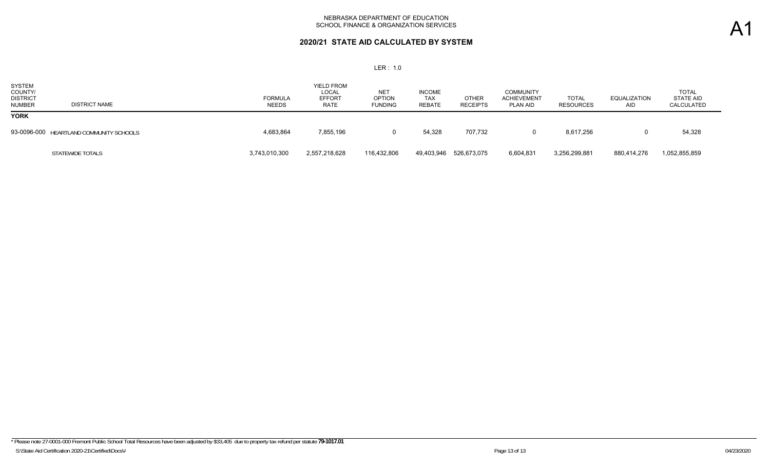NEBRASKA DEPARTMENT OF EDUCATION
SCHOOL FINANCE & ORGANIZATION SERVICES

A1

## 2020/21 STATE AID CALCULATED BY SYSTEM

LER : 1.0

| SYSTEM COUNTY/ DISTRICT NUMBER | DISTRICT NAME | FORMULA NEEDS | YIELD FROM LOCAL EFFORT RATE | NET OPTION FUNDING | INCOME TAX REBATE | OTHER RECEIPTS | COMMUNITY ACHIEVEMENT PLAN AID | TOTAL RESOURCES | EQUALIZATION AID | TOTAL STATE AID CALCULATED |
|---|---|---|---|---|---|---|---|---|---|---|
| **YORK** | | | | | | | | | | |
| 93-0096-000 | HEARTLAND COMMUNITY SCHOOLS | 4,683,864 | 7,855,196 | 0 | 54,328 | 707,732 | 0 | 8,617,256 | 0 | 54,328 |
| | STATEWIDE TOTALS | 3,743,010,300 | 2,557,218,628 | 116,432,806 | 49,403,946 | 526,673,075 | 6,604,831 | 3,256,299,881 | 880,414,276 | 1,052,855,859 |

* Please note 27-0001-000 Fremont Public School Total Resources have been adjusted by $33,405 due to property tax refund per statute **79-1017.01**

S:\State Aid Certification 2020-21\Certified\Docs\

04/23/2020